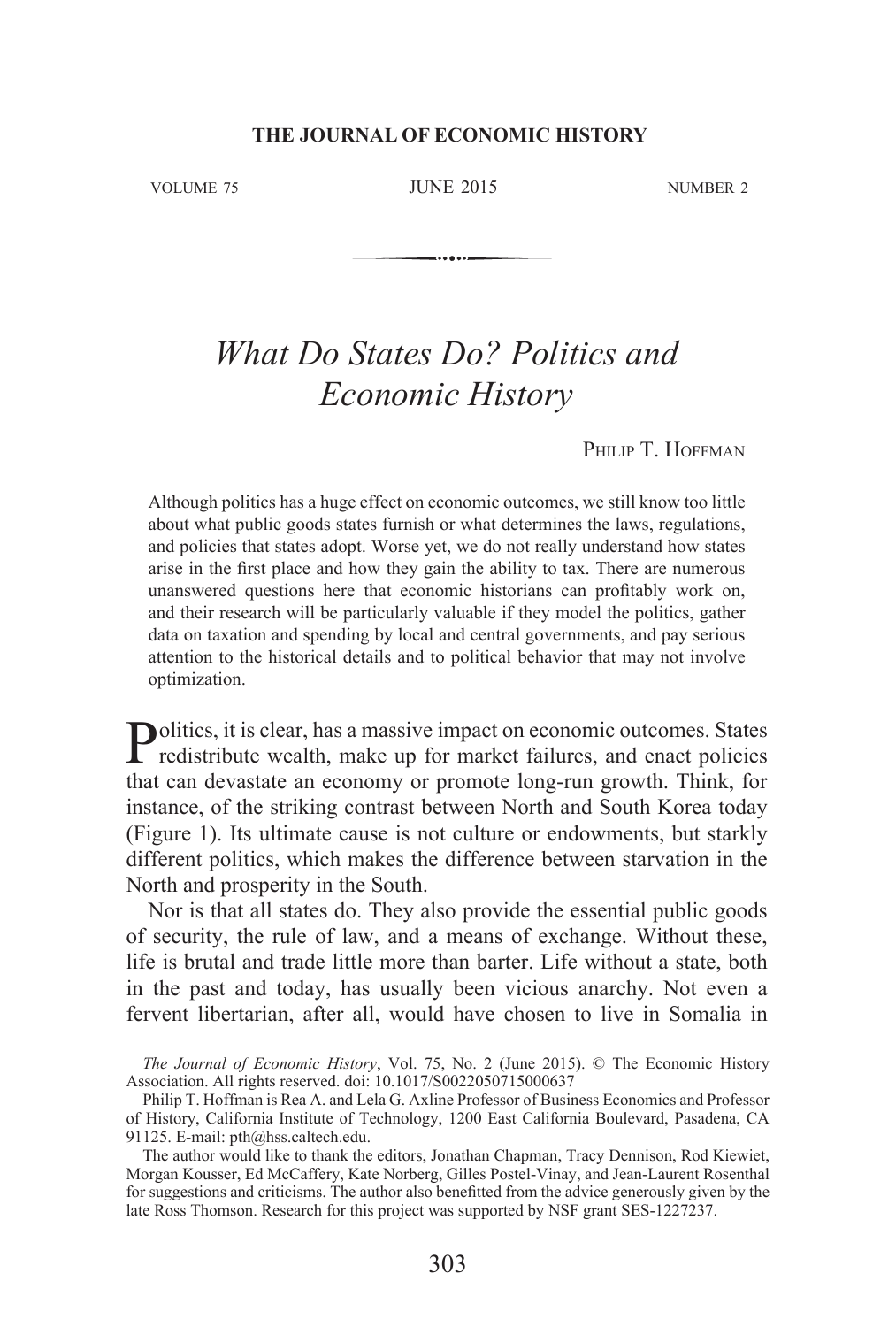# *What Do States Do? Politics and Economic History*

PHILIP T. HOFFMAN

Although politics has a huge effect on economic outcomes, we still know too little about what public goods states furnish or what determines the laws, regulations, and policies that states adopt. Worse yet, we do not really understand how states arise in the first place and how they gain the ability to tax. There are numerous unanswered questions here that economic historians can profitably work on, and their research will be particularly valuable if they model the politics, gather data on taxation and spending by local and central governments, and pay serious attention to the historical details and to political behavior that may not involve optimization.

Politics, it is clear, has a massive impact on economic outcomes. States redistribute wealth, make up for market failures, and enact policies that can devastate an economy or promote long-run growth. Think, for instance, of the striking contrast between North and South Korea today (Figure 1). Its ultimate cause is not culture or endowments, but starkly different politics, which makes the difference between starvation in the North and prosperity in the South.

Nor is that all states do. They also provide the essential public goods of security, the rule of law, and a means of exchange. Without these, life is brutal and trade little more than barter. Life without a state, both in the past and today, has usually been vicious anarchy. Not even a fervent libertarian, after all, would have chosen to live in Somalia in

---

*The Journal of Economic History*, Vol. 75, No. 2 (June 2015). © The Economic History Association. All rights reserved. doi: 10.1017/S0022050715000637

Philip T. Hoffman is Rea A. and Lela G. Axline Professor of Business Economics and Professor of History, California Institute of Technology, 1200 East California Boulevard, Pasadena, CA 91125. E-mail: pth@hss.caltech.edu.

The author would like to thank the editors, Jonathan Chapman, Tracy Dennison, Rod Kiewiet, Morgan Kousser, Ed McCaffery, Kate Norberg, Gilles Postel-Vinay, and Jean-Laurent Rosenthal for suggestions and criticisms. The author also benefitted from the advice generously given by the late Ross Thomson. Research for this project was supported by NSF grant SES-1227237.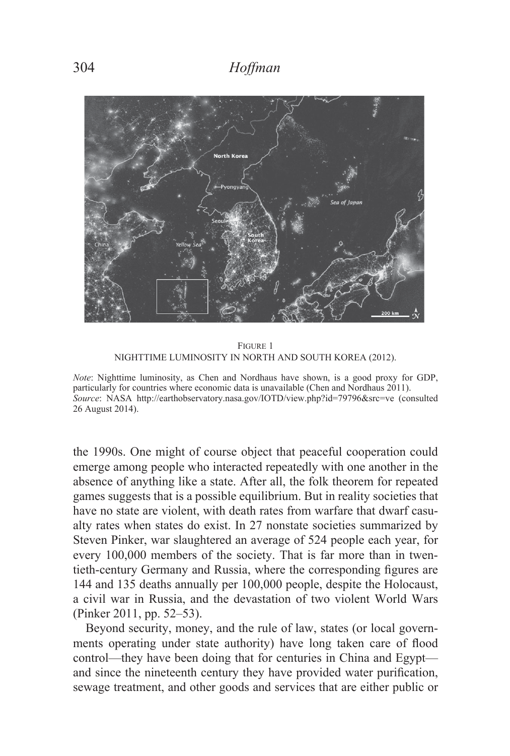FIGURE 1
NIGHTTIME LUMINOSITY IN NORTH AND SOUTH KOREA (2012).

*Note*: Nighttime luminosity, as Chen and Nordhaus have shown, is a good proxy for GDP, particularly for countries where economic data is unavailable (Chen and Nordhaus 2011).
*Source*: NASA http://earthobservatory.nasa.gov/IOTD/view.php?id=79796&src=ve (consulted 26 August 2014).

the 1990s. One might of course object that peaceful cooperation could emerge among people who interacted repeatedly with one another in the absence of anything like a state. After all, the folk theorem for repeated games suggests that is a possible equilibrium. But in reality societies that have no state are violent, with death rates from warfare that dwarf casualty rates when states do exist. In 27 nonstate societies summarized by Steven Pinker, war slaughtered an average of 524 people each year, for every 100,000 members of the society. That is far more than in twentieth-century Germany and Russia, where the corresponding figures are 144 and 135 deaths annually per 100,000 people, despite the Holocaust, a civil war in Russia, and the devastation of two violent World Wars (Pinker 2011, pp. 52–53).

Beyond security, money, and the rule of law, states (or local governments operating under state authority) have long taken care of flood control—they have been doing that for centuries in China and Egypt—and since the nineteenth century they have provided water purification, sewage treatment, and other goods and services that are either public or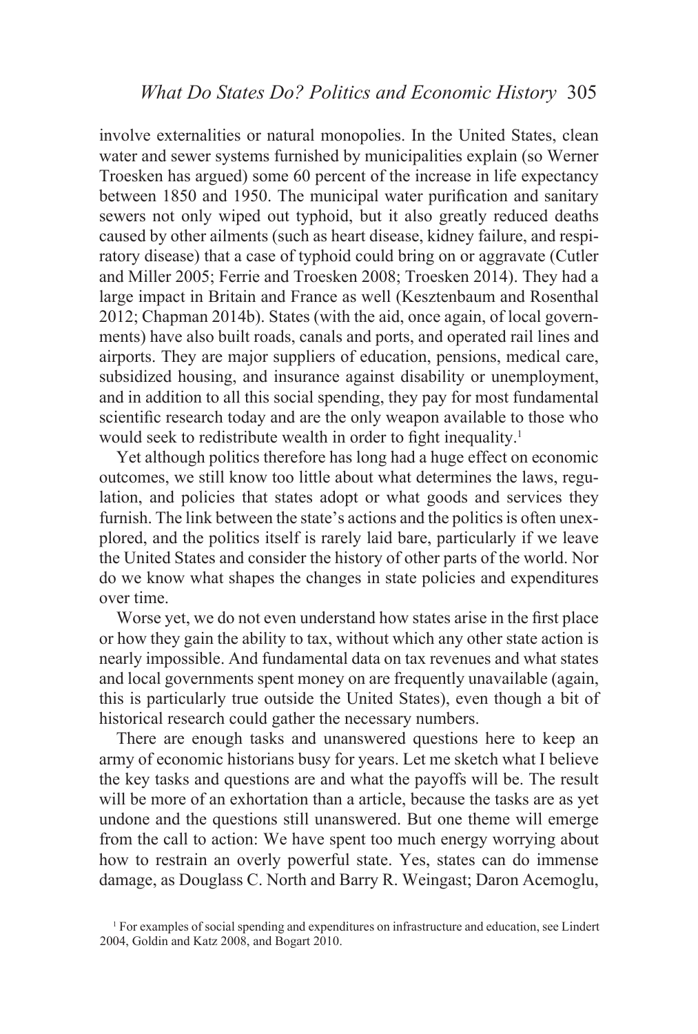involve externalities or natural monopolies. In the United States, clean water and sewer systems furnished by municipalities explain (so Werner Troesken has argued) some 60 percent of the increase in life expectancy between 1850 and 1950. The municipal water purification and sanitary sewers not only wiped out typhoid, but it also greatly reduced deaths caused by other ailments (such as heart disease, kidney failure, and respiratory disease) that a case of typhoid could bring on or aggravate (Cutler and Miller 2005; Ferrie and Troesken 2008; Troesken 2014). They had a large impact in Britain and France as well (Kesztenbaum and Rosenthal 2012; Chapman 2014b). States (with the aid, once again, of local governments) have also built roads, canals and ports, and operated rail lines and airports. They are major suppliers of education, pensions, medical care, subsidized housing, and insurance against disability or unemployment, and in addition to all this social spending, they pay for most fundamental scientific research today and are the only weapon available to those who would seek to redistribute wealth in order to fight inequality.[1]

Yet although politics therefore has long had a huge effect on economic outcomes, we still know too little about what determines the laws, regulation, and policies that states adopt or what goods and services they furnish. The link between the state's actions and the politics is often unexplored, and the politics itself is rarely laid bare, particularly if we leave the United States and consider the history of other parts of the world. Nor do we know what shapes the changes in state policies and expenditures over time.

Worse yet, we do not even understand how states arise in the first place or how they gain the ability to tax, without which any other state action is nearly impossible. And fundamental data on tax revenues and what states and local governments spent money on are frequently unavailable (again, this is particularly true outside the United States), even though a bit of historical research could gather the necessary numbers.

There are enough tasks and unanswered questions here to keep an army of economic historians busy for years. Let me sketch what I believe the key tasks and questions are and what the payoffs will be. The result will be more of an exhortation than an article, because the tasks are as yet undone and the questions still unanswered. But one theme will emerge from the call to action: We have spent too much energy worrying about how to restrain an overly powerful state. Yes, states can do immense damage, as Douglass C. North and Barry R. Weingast; Daron Acemoglu,

[1] For examples of social spending and expenditures on infrastructure and education, see Lindert 2004, Goldin and Katz 2008, and Bogart 2010.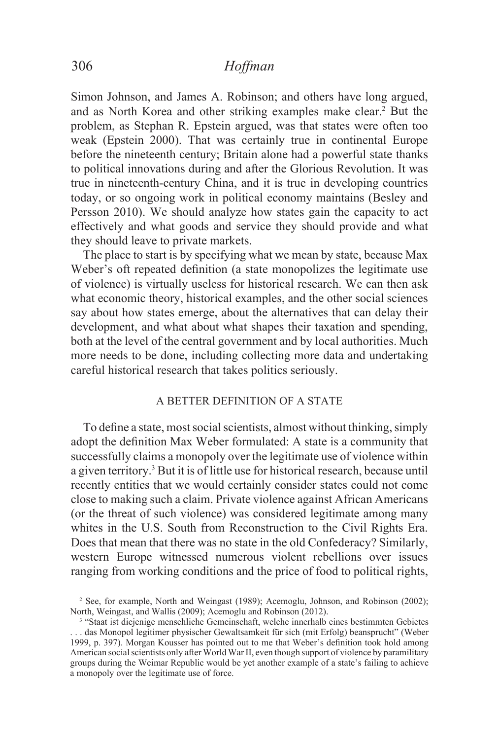Simon Johnson, and James A. Robinson; and others have long argued, and as North Korea and other striking examples make clear.[2] But the problem, as Stephan R. Epstein argued, was that states were often too weak (Epstein 2000). That was certainly true in continental Europe before the nineteenth century; Britain alone had a powerful state thanks to political innovations during and after the Glorious Revolution. It was true in nineteenth-century China, and it is true in developing countries today, or so ongoing work in political economy maintains (Besley and Persson 2010). We should analyze how states gain the capacity to act effectively and what goods and service they should provide and what they should leave to private markets.

The place to start is by specifying what we mean by state, because Max Weber's oft repeated definition (a state monopolizes the legitimate use of violence) is virtually useless for historical research. We can then ask what economic theory, historical examples, and the other social sciences say about how states emerge, about the alternatives that can delay their development, and what about what shapes their taxation and spending, both at the level of the central government and by local authorities. Much more needs to be done, including collecting more data and undertaking careful historical research that takes politics seriously.

## A BETTER DEFINITION OF A STATE

To define a state, most social scientists, almost without thinking, simply adopt the definition Max Weber formulated: A state is a community that successfully claims a monopoly over the legitimate use of violence within a given territory.[3] But it is of little use for historical research, because until recently entities that we would certainly consider states could not come close to making such a claim. Private violence against African Americans (or the threat of such violence) was considered legitimate among many whites in the U.S. South from Reconstruction to the Civil Rights Era. Does that mean that there was no state in the old Confederacy? Similarly, western Europe witnessed numerous violent rebellions over issues ranging from working conditions and the price of food to political rights,

[2] See, for example, North and Weingast (1989); Acemoglu, Johnson, and Robinson (2002); North, Weingast, and Wallis (2009); Acemoglu and Robinson (2012).

[3] "Staat ist diejenige menschliche Gemeinschaft, welche innerhalb eines bestimmten Gebietes . . . das Monopol legitimer physischer Gewaltsamkeit für sich (mit Erfolg) beansprucht" (Weber 1999, p. 397). Morgan Kousser has pointed out to me that Weber's definition took hold among American social scientists only after World War II, even though support of violence by paramilitary groups during the Weimar Republic would be yet another example of a state's failing to achieve a monopoly over the legitimate use of force.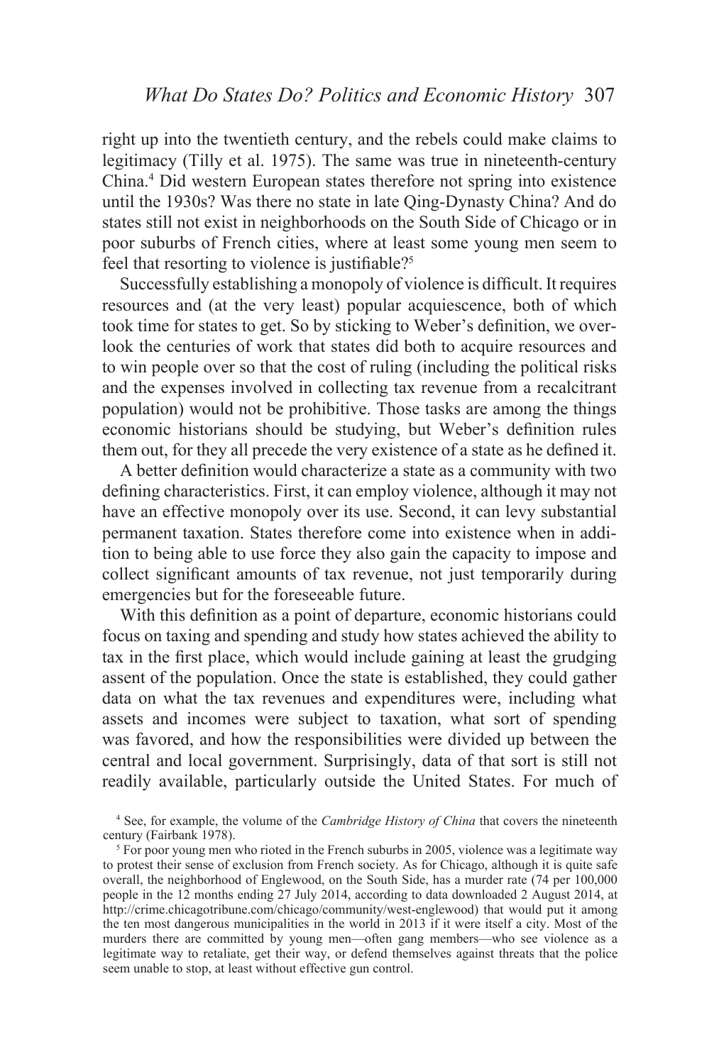right up into the twentieth century, and the rebels could make claims to legitimacy (Tilly et al. 1975). The same was true in nineteenth-century China.[4] Did western European states therefore not spring into existence until the 1930s? Was there no state in late Qing-Dynasty China? And do states still not exist in neighborhoods on the South Side of Chicago or in poor suburbs of French cities, where at least some young men seem to feel that resorting to violence is justifiable?[5]

Successfully establishing a monopoly of violence is difficult. It requires resources and (at the very least) popular acquiescence, both of which took time for states to get. So by sticking to Weber's definition, we overlook the centuries of work that states did both to acquire resources and to win people over so that the cost of ruling (including the political risks and the expenses involved in collecting tax revenue from a recalcitrant population) would not be prohibitive. Those tasks are among the things economic historians should be studying, but Weber's definition rules them out, for they all precede the very existence of a state as he defined it.

A better definition would characterize a state as a community with two defining characteristics. First, it can employ violence, although it may not have an effective monopoly over its use. Second, it can levy substantial permanent taxation. States therefore come into existence when in addition to being able to use force they also gain the capacity to impose and collect significant amounts of tax revenue, not just temporarily during emergencies but for the foreseeable future.

With this definition as a point of departure, economic historians could focus on taxing and spending and study how states achieved the ability to tax in the first place, which would include gaining at least the grudging assent of the population. Once the state is established, they could gather data on what the tax revenues and expenditures were, including what assets and incomes were subject to taxation, what sort of spending was favored, and how the responsibilities were divided up between the central and local government. Surprisingly, data of that sort is still not readily available, particularly outside the United States. For much of

[4] See, for example, the volume of the *Cambridge History of China* that covers the nineteenth century (Fairbank 1978).

[5] For poor young men who rioted in the French suburbs in 2005, violence was a legitimate way to protest their sense of exclusion from French society. As for Chicago, although it is quite safe overall, the neighborhood of Englewood, on the South Side, has a murder rate (74 per 100,000 people in the 12 months ending 27 July 2014, according to data downloaded 2 August 2014, at http://crime.chicagotribune.com/chicago/community/west-englewood) that would put it among the ten most dangerous municipalities in the world in 2013 if it were itself a city. Most of the murders there are committed by young men—often gang members—who see violence as a legitimate way to retaliate, get their way, or defend themselves against threats that the police seem unable to stop, at least without effective gun control.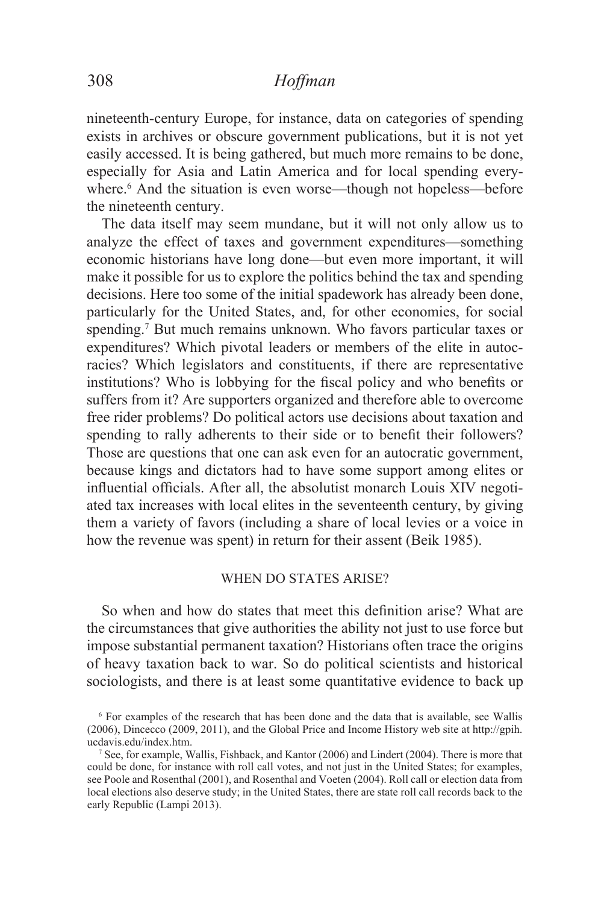nineteenth-century Europe, for instance, data on categories of spending exists in archives or obscure government publications, but it is not yet easily accessed. It is being gathered, but much more remains to be done, especially for Asia and Latin America and for local spending everywhere.[6] And the situation is even worse—though not hopeless—before the nineteenth century.

The data itself may seem mundane, but it will not only allow us to analyze the effect of taxes and government expenditures—something economic historians have long done—but even more important, it will make it possible for us to explore the politics behind the tax and spending decisions. Here too some of the initial spadework has already been done, particularly for the United States, and, for other economies, for social spending.[7] But much remains unknown. Who favors particular taxes or expenditures? Which pivotal leaders or members of the elite in autocracies? Which legislators and constituents, if there are representative institutions? Who is lobbying for the fiscal policy and who benefits or suffers from it? Are supporters organized and therefore able to overcome free rider problems? Do political actors use decisions about taxation and spending to rally adherents to their side or to benefit their followers? Those are questions that one can ask even for an autocratic government, because kings and dictators had to have some support among elites or influential officials. After all, the absolutist monarch Louis XIV negotiated tax increases with local elites in the seventeenth century, by giving them a variety of favors (including a share of local levies or a voice in how the revenue was spent) in return for their assent (Beik 1985).

## WHEN DO STATES ARISE?

So when and how do states that meet this definition arise? What are the circumstances that give authorities the ability not just to use force but impose substantial permanent taxation? Historians often trace the origins of heavy taxation back to war. So do political scientists and historical sociologists, and there is at least some quantitative evidence to back up

[6] For examples of the research that has been done and the data that is available, see Wallis (2006), Dincecco (2009, 2011), and the Global Price and Income History web site at http://gpih.ucdavis.edu/index.htm.

[7] See, for example, Wallis, Fishback, and Kantor (2006) and Lindert (2004). There is more that could be done, for instance with roll call votes, and not just in the United States; for examples, see Poole and Rosenthal (2001), and Rosenthal and Voeten (2004). Roll call or election data from local elections also deserve study; in the United States, there are state roll call records back to the early Republic (Lampi 2013).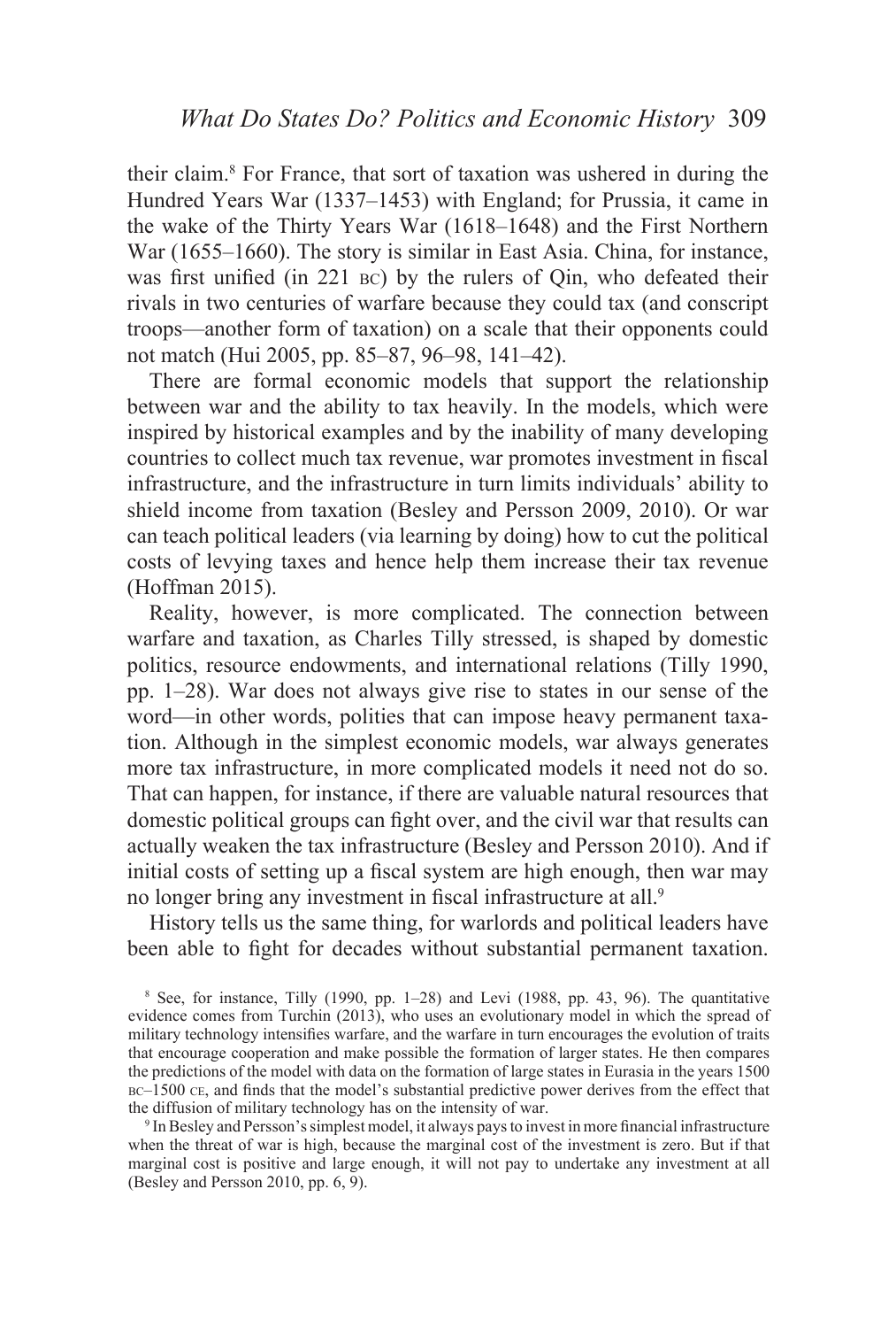their claim.[8] For France, that sort of taxation was ushered in during the Hundred Years War (1337–1453) with England; for Prussia, it came in the wake of the Thirty Years War (1618–1648) and the First Northern War (1655–1660). The story is similar in East Asia. China, for instance, was first unified (in 221 BC) by the rulers of Qin, who defeated their rivals in two centuries of warfare because they could tax (and conscript troops—another form of taxation) on a scale that their opponents could not match (Hui 2005, pp. 85–87, 96–98, 141–42).

There are formal economic models that support the relationship between war and the ability to tax heavily. In the models, which were inspired by historical examples and by the inability of many developing countries to collect much tax revenue, war promotes investment in fiscal infrastructure, and the infrastructure in turn limits individuals' ability to shield income from taxation (Besley and Persson 2009, 2010). Or war can teach political leaders (via learning by doing) how to cut the political costs of levying taxes and hence help them increase their tax revenue (Hoffman 2015).

Reality, however, is more complicated. The connection between warfare and taxation, as Charles Tilly stressed, is shaped by domestic politics, resource endowments, and international relations (Tilly 1990, pp. 1–28). War does not always give rise to states in our sense of the word—in other words, polities that can impose heavy permanent taxation. Although in the simplest economic models, war always generates more tax infrastructure, in more complicated models it need not do so. That can happen, for instance, if there are valuable natural resources that domestic political groups can fight over, and the civil war that results can actually weaken the tax infrastructure (Besley and Persson 2010). And if initial costs of setting up a fiscal system are high enough, then war may no longer bring any investment in fiscal infrastructure at all.[9]

History tells us the same thing, for warlords and political leaders have been able to fight for decades without substantial permanent taxation.

[8] See, for instance, Tilly (1990, pp. 1–28) and Levi (1988, pp. 43, 96). The quantitative evidence comes from Turchin (2013), who uses an evolutionary model in which the spread of military technology intensifies warfare, and the warfare in turn encourages the evolution of traits that encourage cooperation and make possible the formation of larger states. He then compares the predictions of the model with data on the formation of large states in Eurasia in the years 1500 BC–1500 CE, and finds that the model's substantial predictive power derives from the effect that the diffusion of military technology has on the intensity of war.

[9] In Besley and Persson's simplest model, it always pays to invest in more financial infrastructure when the threat of war is high, because the marginal cost of the investment is zero. But if that marginal cost is positive and large enough, it will not pay to undertake any investment at all (Besley and Persson 2010, pp. 6, 9).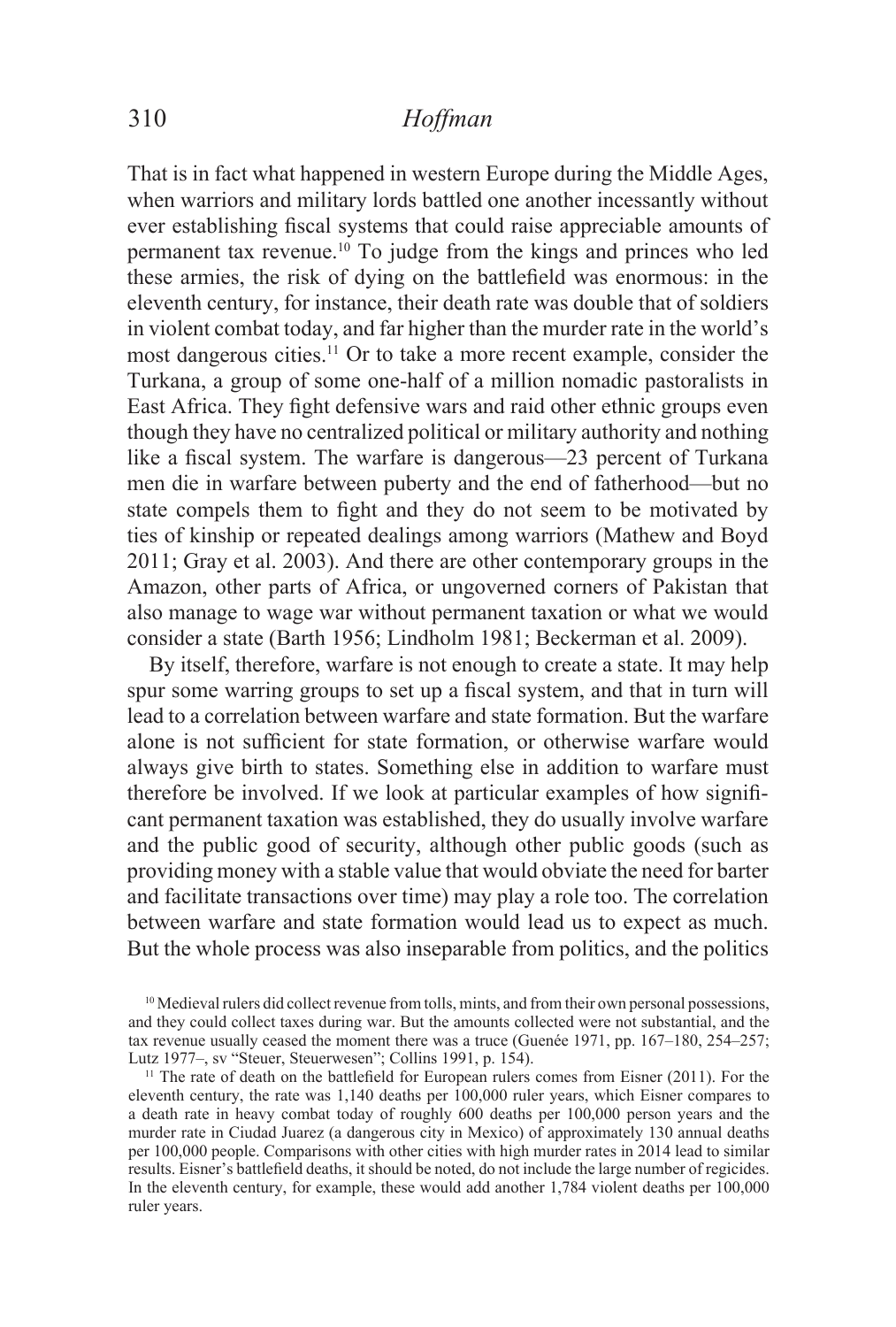That is in fact what happened in western Europe during the Middle Ages, when warriors and military lords battled one another incessantly without ever establishing fiscal systems that could raise appreciable amounts of permanent tax revenue.[10] To judge from the kings and princes who led these armies, the risk of dying on the battlefield was enormous: in the eleventh century, for instance, their death rate was double that of soldiers in violent combat today, and far higher than the murder rate in the world's most dangerous cities.[11] Or to take a more recent example, consider the Turkana, a group of some one-half of a million nomadic pastoralists in East Africa. They fight defensive wars and raid other ethnic groups even though they have no centralized political or military authority and nothing like a fiscal system. The warfare is dangerous—23 percent of Turkana men die in warfare between puberty and the end of fatherhood—but no state compels them to fight and they do not seem to be motivated by ties of kinship or repeated dealings among warriors (Mathew and Boyd 2011; Gray et al. 2003). And there are other contemporary groups in the Amazon, other parts of Africa, or ungoverned corners of Pakistan that also manage to wage war without permanent taxation or what we would consider a state (Barth 1956; Lindholm 1981; Beckerman et al. 2009).

By itself, therefore, warfare is not enough to create a state. It may help spur some warring groups to set up a fiscal system, and that in turn will lead to a correlation between warfare and state formation. But the warfare alone is not sufficient for state formation, or otherwise warfare would always give birth to states. Something else in addition to warfare must therefore be involved. If we look at particular examples of how significant permanent taxation was established, they do usually involve warfare and the public good of security, although other public goods (such as providing money with a stable value that would obviate the need for barter and facilitate transactions over time) may play a role too. The correlation between warfare and state formation would lead us to expect as much. But the whole process was also inseparable from politics, and the politics

[10] Medieval rulers did collect revenue from tolls, mints, and from their own personal possessions, and they could collect taxes during war. But the amounts collected were not substantial, and the tax revenue usually ceased the moment there was a truce (Guenée 1971, pp. 167–180, 254–257; Lutz 1977–, sv "Steuer, Steuerwesen"; Collins 1991, p. 154).

[11] The rate of death on the battlefield for European rulers comes from Eisner (2011). For the eleventh century, the rate was 1,140 deaths per 100,000 ruler years, which Eisner compares to a death rate in heavy combat today of roughly 600 deaths per 100,000 person years and the murder rate in Ciudad Juarez (a dangerous city in Mexico) of approximately 130 annual deaths per 100,000 people. Comparisons with other cities with high murder rates in 2014 lead to similar results. Eisner's battlefield deaths, it should be noted, do not include the large number of regicides. In the eleventh century, for example, these would add another 1,784 violent deaths per 100,000 ruler years.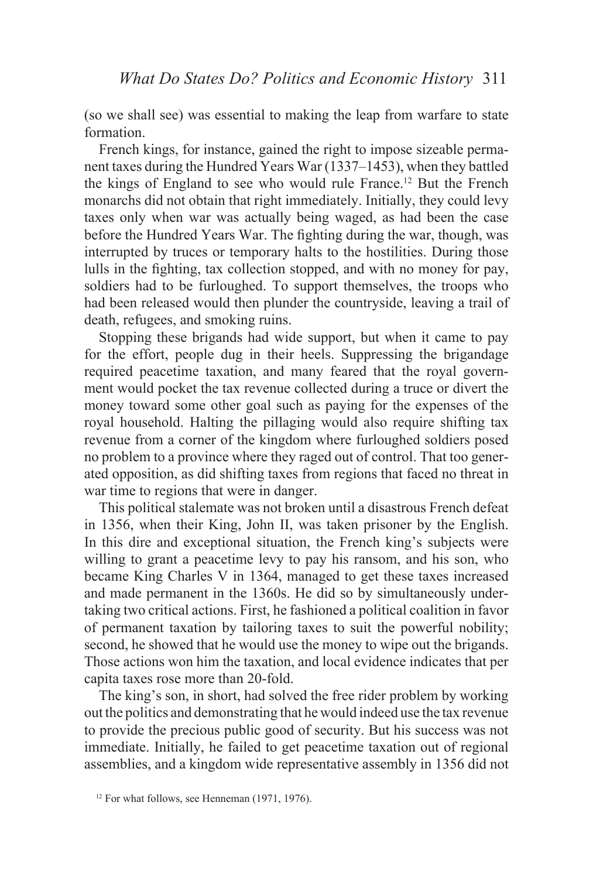(so we shall see) was essential to making the leap from warfare to state formation.

French kings, for instance, gained the right to impose sizeable permanent taxes during the Hundred Years War (1337–1453), when they battled the kings of England to see who would rule France.[12] But the French monarchs did not obtain that right immediately. Initially, they could levy taxes only when war was actually being waged, as had been the case before the Hundred Years War. The fighting during the war, though, was interrupted by truces or temporary halts to the hostilities. During those lulls in the fighting, tax collection stopped, and with no money for pay, soldiers had to be furloughed. To support themselves, the troops who had been released would then plunder the countryside, leaving a trail of death, refugees, and smoking ruins.

Stopping these brigands had wide support, but when it came to pay for the effort, people dug in their heels. Suppressing the brigandage required peacetime taxation, and many feared that the royal government would pocket the tax revenue collected during a truce or divert the money toward some other goal such as paying for the expenses of the royal household. Halting the pillaging would also require shifting tax revenue from a corner of the kingdom where furloughed soldiers posed no problem to a province where they raged out of control. That too generated opposition, as did shifting taxes from regions that faced no threat in war time to regions that were in danger.

This political stalemate was not broken until a disastrous French defeat in 1356, when their King, John II, was taken prisoner by the English. In this dire and exceptional situation, the French king's subjects were willing to grant a peacetime levy to pay his ransom, and his son, who became King Charles V in 1364, managed to get these taxes increased and made permanent in the 1360s. He did so by simultaneously undertaking two critical actions. First, he fashioned a political coalition in favor of permanent taxation by tailoring taxes to suit the powerful nobility; second, he showed that he would use the money to wipe out the brigands. Those actions won him the taxation, and local evidence indicates that per capita taxes rose more than 20-fold.

The king's son, in short, had solved the free rider problem by working out the politics and demonstrating that he would indeed use the tax revenue to provide the precious public good of security. But his success was not immediate. Initially, he failed to get peacetime taxation out of regional assemblies, and a kingdom wide representative assembly in 1356 did not

[12] For what follows, see Henneman (1971, 1976).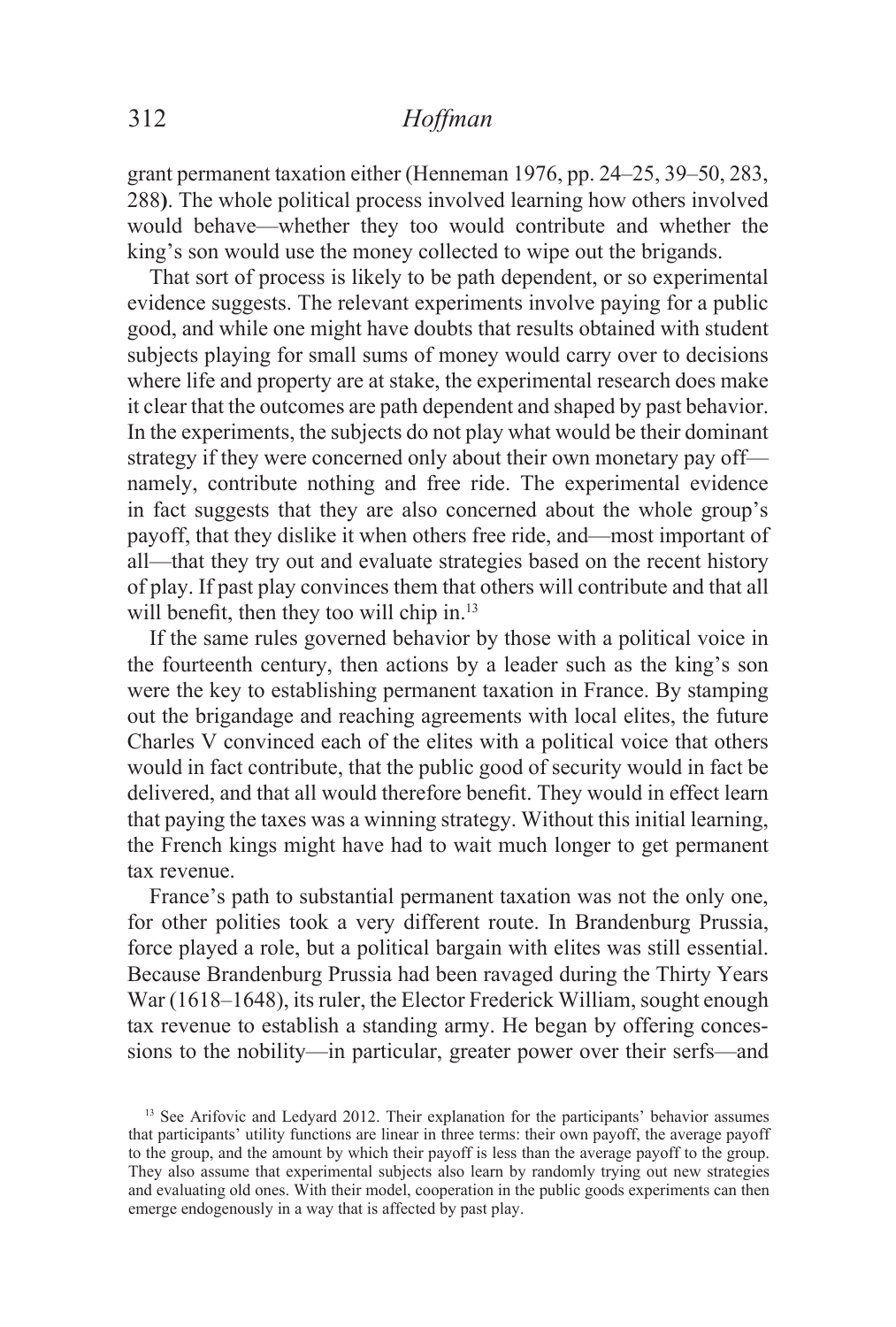grant permanent taxation either (Henneman 1976, pp. 24–25, 39–50, 283, 288). The whole political process involved learning how others involved would behave—whether they too would contribute and whether the king's son would use the money collected to wipe out the brigands.

That sort of process is likely to be path dependent, or so experimental evidence suggests. The relevant experiments involve paying for a public good, and while one might have doubts that results obtained with student subjects playing for small sums of money would carry over to decisions where life and property are at stake, the experimental research does make it clear that the outcomes are path dependent and shaped by past behavior. In the experiments, the subjects do not play what would be their dominant strategy if they were concerned only about their own monetary pay off—namely, contribute nothing and free ride. The experimental evidence in fact suggests that they are also concerned about the whole group's payoff, that they dislike it when others free ride, and—most important of all—that they try out and evaluate strategies based on the recent history of play. If past play convinces them that others will contribute and that all will benefit, then they too will chip in.[13]

If the same rules governed behavior by those with a political voice in the fourteenth century, then actions by a leader such as the king's son were the key to establishing permanent taxation in France. By stamping out the brigandage and reaching agreements with local elites, the future Charles V convinced each of the elites with a political voice that others would in fact contribute, that the public good of security would in fact be delivered, and that all would therefore benefit. They would in effect learn that paying the taxes was a winning strategy. Without this initial learning, the French kings might have had to wait much longer to get permanent tax revenue.

France's path to substantial permanent taxation was not the only one, for other polities took a very different route. In Brandenburg Prussia, force played a role, but a political bargain with elites was still essential. Because Brandenburg Prussia had been ravaged during the Thirty Years War (1618–1648), its ruler, the Elector Frederick William, sought enough tax revenue to establish a standing army. He began by offering concessions to the nobility—in particular, greater power over their serfs—and

[13] See Arifovic and Ledyard 2012. Their explanation for the participants' behavior assumes that participants' utility functions are linear in three terms: their own payoff, the average payoff to the group, and the amount by which their payoff is less than the average payoff to the group. They also assume that experimental subjects also learn by randomly trying out new strategies and evaluating old ones. With their model, cooperation in the public goods experiments can then emerge endogenously in a way that is affected by past play.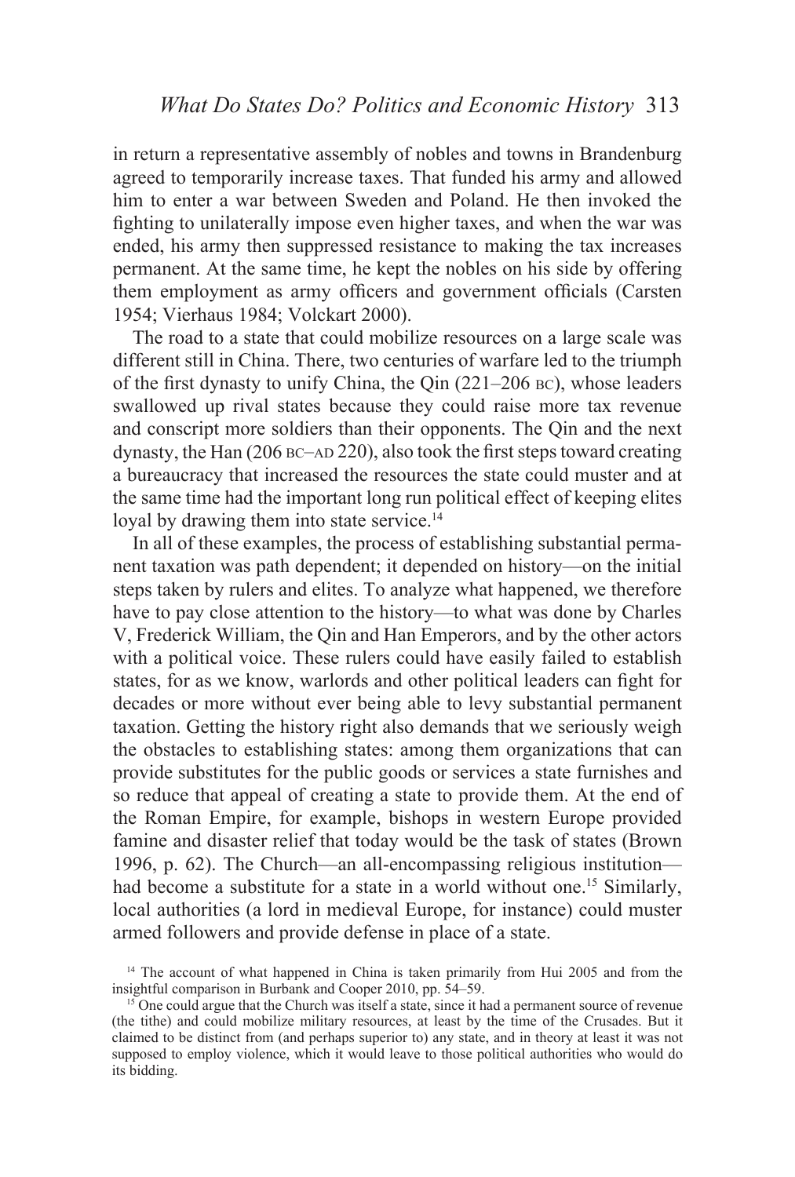in return a representative assembly of nobles and towns in Brandenburg agreed to temporarily increase taxes. That funded his army and allowed him to enter a war between Sweden and Poland. He then invoked the fighting to unilaterally impose even higher taxes, and when the war was ended, his army then suppressed resistance to making the tax increases permanent. At the same time, he kept the nobles on his side by offering them employment as army officers and government officials (Carsten 1954; Vierhaus 1984; Volckart 2000).

The road to a state that could mobilize resources on a large scale was different still in China. There, two centuries of warfare led to the triumph of the first dynasty to unify China, the Qin (221–206 BC), whose leaders swallowed up rival states because they could raise more tax revenue and conscript more soldiers than their opponents. The Qin and the next dynasty, the Han (206 BC–AD 220), also took the first steps toward creating a bureaucracy that increased the resources the state could muster and at the same time had the important long run political effect of keeping elites loyal by drawing them into state service.[14]

In all of these examples, the process of establishing substantial permanent taxation was path dependent; it depended on history—on the initial steps taken by rulers and elites. To analyze what happened, we therefore have to pay close attention to the history—to what was done by Charles V, Frederick William, the Qin and Han Emperors, and by the other actors with a political voice. These rulers could have easily failed to establish states, for as we know, warlords and other political leaders can fight for decades or more without ever being able to levy substantial permanent taxation. Getting the history right also demands that we seriously weigh the obstacles to establishing states: among them organizations that can provide substitutes for the public goods or services a state furnishes and so reduce that appeal of creating a state to provide them. At the end of the Roman Empire, for example, bishops in western Europe provided famine and disaster relief that today would be the task of states (Brown 1996, p. 62). The Church—an all-encompassing religious institution—had become a substitute for a state in a world without one.[15] Similarly, local authorities (a lord in medieval Europe, for instance) could muster armed followers and provide defense in place of a state.

[14] The account of what happened in China is taken primarily from Hui 2005 and from the insightful comparison in Burbank and Cooper 2010, pp. 54–59.

[15] One could argue that the Church was itself a state, since it had a permanent source of revenue (the tithe) and could mobilize military resources, at least by the time of the Crusades. But it claimed to be distinct from (and perhaps superior to) any state, and in theory at least it was not supposed to employ violence, which it would leave to those political authorities who would do its bidding.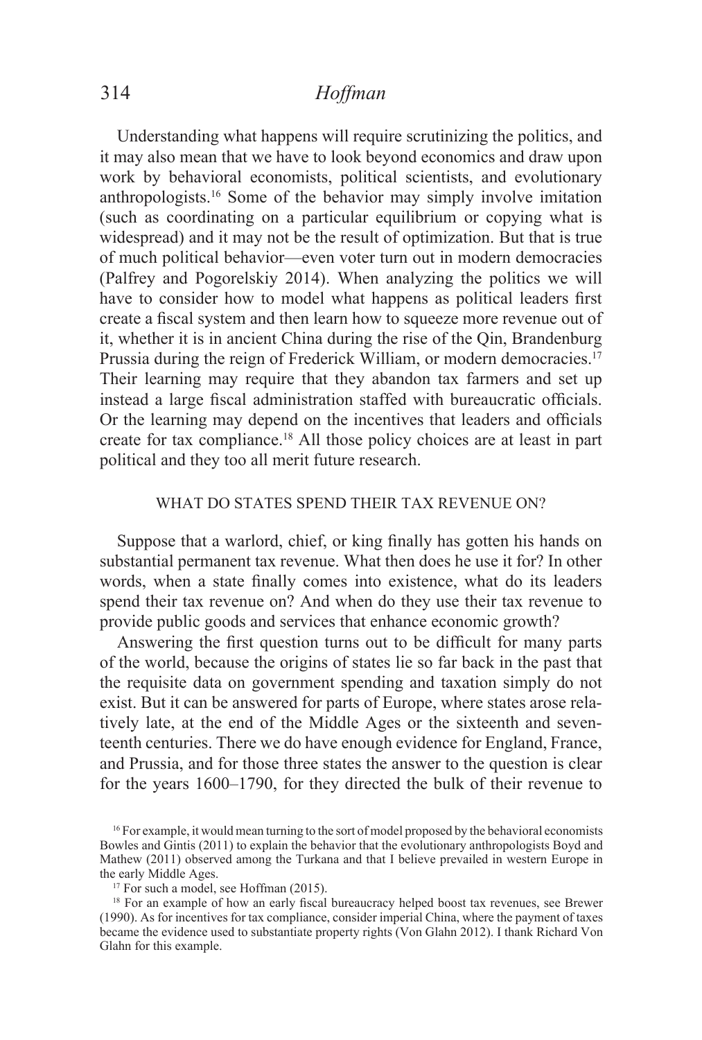Understanding what happens will require scrutinizing the politics, and it may also mean that we have to look beyond economics and draw upon work by behavioral economists, political scientists, and evolutionary anthropologists.[16] Some of the behavior may simply involve imitation (such as coordinating on a particular equilibrium or copying what is widespread) and it may not be the result of optimization. But that is true of much political behavior—even voter turn out in modern democracies (Palfrey and Pogorelskiy 2014). When analyzing the politics we will have to consider how to model what happens as political leaders first create a fiscal system and then learn how to squeeze more revenue out of it, whether it is in ancient China during the rise of the Qin, Brandenburg Prussia during the reign of Frederick William, or modern democracies.[17] Their learning may require that they abandon tax farmers and set up instead a large fiscal administration staffed with bureaucratic officials. Or the learning may depend on the incentives that leaders and officials create for tax compliance.[18] All those policy choices are at least in part political and they too all merit future research.

## WHAT DO STATES SPEND THEIR TAX REVENUE ON?

Suppose that a warlord, chief, or king finally has gotten his hands on substantial permanent tax revenue. What then does he use it for? In other words, when a state finally comes into existence, what do its leaders spend their tax revenue on? And when do they use their tax revenue to provide public goods and services that enhance economic growth?

Answering the first question turns out to be difficult for many parts of the world, because the origins of states lie so far back in the past that the requisite data on government spending and taxation simply do not exist. But it can be answered for parts of Europe, where states arose relatively late, at the end of the Middle Ages or the sixteenth and seventeenth centuries. There we do have enough evidence for England, France, and Prussia, and for those three states the answer to the question is clear for the years 1600–1790, for they directed the bulk of their revenue to

---

[16] For example, it would mean turning to the sort of model proposed by the behavioral economists Bowles and Gintis (2011) to explain the behavior that the evolutionary anthropologists Boyd and Mathew (2011) observed among the Turkana and that I believe prevailed in western Europe in the early Middle Ages.

[17] For such a model, see Hoffman (2015).

[18] For an example of how an early fiscal bureaucracy helped boost tax revenues, see Brewer (1990). As for incentives for tax compliance, consider imperial China, where the payment of taxes became the evidence used to substantiate property rights (Von Glahn 2012). I thank Richard Von Glahn for this example.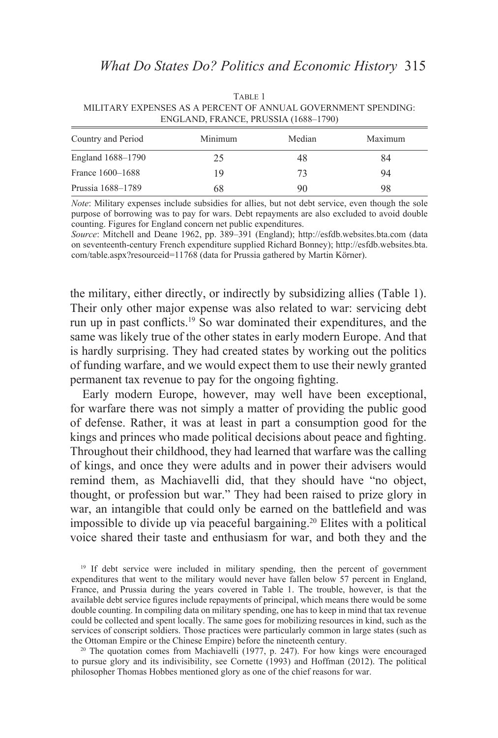TABLE 1

MILITARY EXPENSES AS A PERCENT OF ANNUAL GOVERNMENT SPENDING: ENGLAND, FRANCE, PRUSSIA (1688–1790)

| Country and Period | Minimum | Median | Maximum |
|---|---|---|---|
| England 1688–1790 | 25 | 48 | 84 |
| France 1600–1688 | 19 | 73 | 94 |
| Prussia 1688–1789 | 68 | 90 | 98 |

*Note*: Military expenses include subsidies for allies, but not debt service, even though the sole purpose of borrowing was to pay for wars. Debt repayments are also excluded to avoid double counting. Figures for England concern net public expenditures.

*Source*: Mitchell and Deane 1962, pp. 389–391 (England); http://esfdb.websites.bta.com (data on seventeenth-century French expenditure supplied Richard Bonney); http://esfdb.websites.bta.com/table.aspx?resourceid=11768 (data for Prussia gathered by Martin Körner).

the military, either directly, or indirectly by subsidizing allies (Table 1). Their only other major expense was also related to war: servicing debt run up in past conflicts.[19] So war dominated their expenditures, and the same was likely true of the other states in early modern Europe. And that is hardly surprising. They had created states by working out the politics of funding warfare, and we would expect them to use their newly granted permanent tax revenue to pay for the ongoing fighting.

Early modern Europe, however, may well have been exceptional, for warfare there was not simply a matter of providing the public good of defense. Rather, it was at least in part a consumption good for the kings and princes who made political decisions about peace and fighting. Throughout their childhood, they had learned that warfare was the calling of kings, and once they were adults and in power their advisers would remind them, as Machiavelli did, that they should have "no object, thought, or profession but war." They had been raised to prize glory in war, an intangible that could only be earned on the battlefield and was impossible to divide up via peaceful bargaining.[20] Elites with a political voice shared their taste and enthusiasm for war, and both they and the

[19] If debt service were included in military spending, then the percent of government expenditures that went to the military would never have fallen below 57 percent in England, France, and Prussia during the years covered in Table 1. The trouble, however, is that the available debt service figures include repayments of principal, which means there would be some double counting. In compiling data on military spending, one has to keep in mind that tax revenue could be collected and spent locally. The same goes for mobilizing resources in kind, such as the services of conscript soldiers. Those practices were particularly common in large states (such as the Ottoman Empire or the Chinese Empire) before the nineteenth century.

[20] The quotation comes from Machiavelli (1977, p. 247). For how kings were encouraged to pursue glory and its indivisibility, see Cornette (1993) and Hoffman (2012). The political philosopher Thomas Hobbes mentioned glory as one of the chief reasons for war.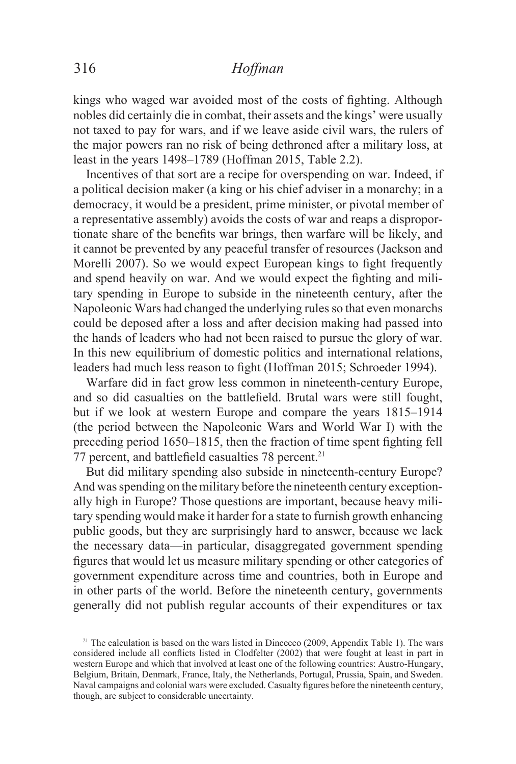kings who waged war avoided most of the costs of fighting. Although nobles did certainly die in combat, their assets and the kings' were usually not taxed to pay for wars, and if we leave aside civil wars, the rulers of the major powers ran no risk of being dethroned after a military loss, at least in the years 1498–1789 (Hoffman 2015, Table 2.2).

Incentives of that sort are a recipe for overspending on war. Indeed, if a political decision maker (a king or his chief adviser in a monarchy; in a democracy, it would be a president, prime minister, or pivotal member of a representative assembly) avoids the costs of war and reaps a disproportionate share of the benefits war brings, then warfare will be likely, and it cannot be prevented by any peaceful transfer of resources (Jackson and Morelli 2007). So we would expect European kings to fight frequently and spend heavily on war. And we would expect the fighting and military spending in Europe to subside in the nineteenth century, after the Napoleonic Wars had changed the underlying rules so that even monarchs could be deposed after a loss and after decision making had passed into the hands of leaders who had not been raised to pursue the glory of war. In this new equilibrium of domestic politics and international relations, leaders had much less reason to fight (Hoffman 2015; Schroeder 1994).

Warfare did in fact grow less common in nineteenth-century Europe, and so did casualties on the battlefield. Brutal wars were still fought, but if we look at western Europe and compare the years 1815–1914 (the period between the Napoleonic Wars and World War I) with the preceding period 1650–1815, then the fraction of time spent fighting fell 77 percent, and battlefield casualties 78 percent.[21]

But did military spending also subside in nineteenth-century Europe? And was spending on the military before the nineteenth century exceptionally high in Europe? Those questions are important, because heavy military spending would make it harder for a state to furnish growth enhancing public goods, but they are surprisingly hard to answer, because we lack the necessary data—in particular, disaggregated government spending figures that would let us measure military spending or other categories of government expenditure across time and countries, both in Europe and in other parts of the world. Before the nineteenth century, governments generally did not publish regular accounts of their expenditures or tax

[21] The calculation is based on the wars listed in Dincecco (2009, Appendix Table 1). The wars considered include all conflicts listed in Clodfelter (2002) that were fought at least in part in western Europe and which that involved at least one of the following countries: Austro-Hungary, Belgium, Britain, Denmark, France, Italy, the Netherlands, Portugal, Prussia, Spain, and Sweden. Naval campaigns and colonial wars were excluded. Casualty figures before the nineteenth century, though, are subject to considerable uncertainty.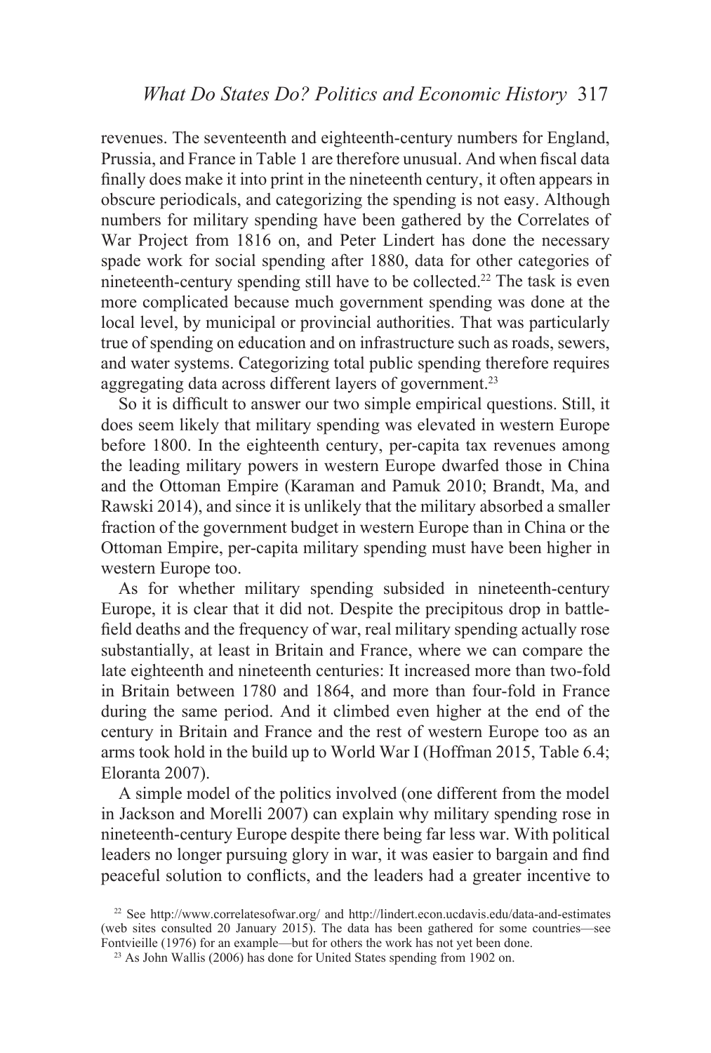revenues. The seventeenth and eighteenth-century numbers for England, Prussia, and France in Table 1 are therefore unusual. And when fiscal data finally does make it into print in the nineteenth century, it often appears in obscure periodicals, and categorizing the spending is not easy. Although numbers for military spending have been gathered by the Correlates of War Project from 1816 on, and Peter Lindert has done the necessary spade work for social spending after 1880, data for other categories of nineteenth-century spending still have to be collected.[22] The task is even more complicated because much government spending was done at the local level, by municipal or provincial authorities. That was particularly true of spending on education and on infrastructure such as roads, sewers, and water systems. Categorizing total public spending therefore requires aggregating data across different layers of government.[23]

So it is difficult to answer our two simple empirical questions. Still, it does seem likely that military spending was elevated in western Europe before 1800. In the eighteenth century, per-capita tax revenues among the leading military powers in western Europe dwarfed those in China and the Ottoman Empire (Karaman and Pamuk 2010; Brandt, Ma, and Rawski 2014), and since it is unlikely that the military absorbed a smaller fraction of the government budget in western Europe than in China or the Ottoman Empire, per-capita military spending must have been higher in western Europe too.

As for whether military spending subsided in nineteenth-century Europe, it is clear that it did not. Despite the precipitous drop in battlefield deaths and the frequency of war, real military spending actually rose substantially, at least in Britain and France, where we can compare the late eighteenth and nineteenth centuries: It increased more than two-fold in Britain between 1780 and 1864, and more than four-fold in France during the same period. And it climbed even higher at the end of the century in Britain and France and the rest of western Europe too as an arms took hold in the build up to World War I (Hoffman 2015, Table 6.4; Eloranta 2007).

A simple model of the politics involved (one different from the model in Jackson and Morelli 2007) can explain why military spending rose in nineteenth-century Europe despite there being far less war. With political leaders no longer pursuing glory in war, it was easier to bargain and find peaceful solution to conflicts, and the leaders had a greater incentive to

[22] See http://www.correlatesofwar.org/ and http://lindert.econ.ucdavis.edu/data-and-estimates (web sites consulted 20 January 2015). The data has been gathered for some countries—see Fontvieille (1976) for an example—but for others the work has not yet been done.

[23] As John Wallis (2006) has done for United States spending from 1902 on.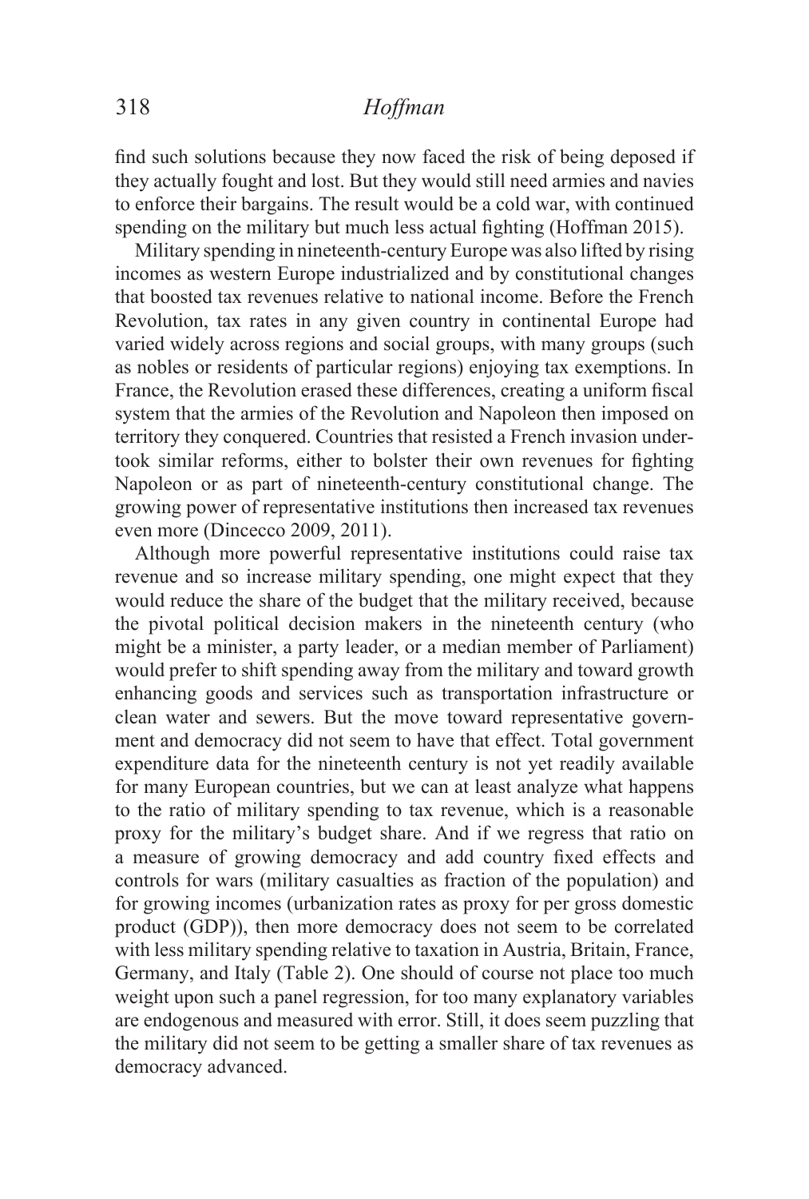find such solutions because they now faced the risk of being deposed if they actually fought and lost. But they would still need armies and navies to enforce their bargains. The result would be a cold war, with continued spending on the military but much less actual fighting (Hoffman 2015).

Military spending in nineteenth-century Europe was also lifted by rising incomes as western Europe industrialized and by constitutional changes that boosted tax revenues relative to national income. Before the French Revolution, tax rates in any given country in continental Europe had varied widely across regions and social groups, with many groups (such as nobles or residents of particular regions) enjoying tax exemptions. In France, the Revolution erased these differences, creating a uniform fiscal system that the armies of the Revolution and Napoleon then imposed on territory they conquered. Countries that resisted a French invasion undertook similar reforms, either to bolster their own revenues for fighting Napoleon or as part of nineteenth-century constitutional change. The growing power of representative institutions then increased tax revenues even more (Dincecco 2009, 2011).

Although more powerful representative institutions could raise tax revenue and so increase military spending, one might expect that they would reduce the share of the budget that the military received, because the pivotal political decision makers in the nineteenth century (who might be a minister, a party leader, or a median member of Parliament) would prefer to shift spending away from the military and toward growth enhancing goods and services such as transportation infrastructure or clean water and sewers. But the move toward representative government and democracy did not seem to have that effect. Total government expenditure data for the nineteenth century is not yet readily available for many European countries, but we can at least analyze what happens to the ratio of military spending to tax revenue, which is a reasonable proxy for the military's budget share. And if we regress that ratio on a measure of growing democracy and add country fixed effects and controls for wars (military casualties as fraction of the population) and for growing incomes (urbanization rates as proxy for per gross domestic product (GDP)), then more democracy does not seem to be correlated with less military spending relative to taxation in Austria, Britain, France, Germany, and Italy (Table 2). One should of course not place too much weight upon such a panel regression, for too many explanatory variables are endogenous and measured with error. Still, it does seem puzzling that the military did not seem to be getting a smaller share of tax revenues as democracy advanced.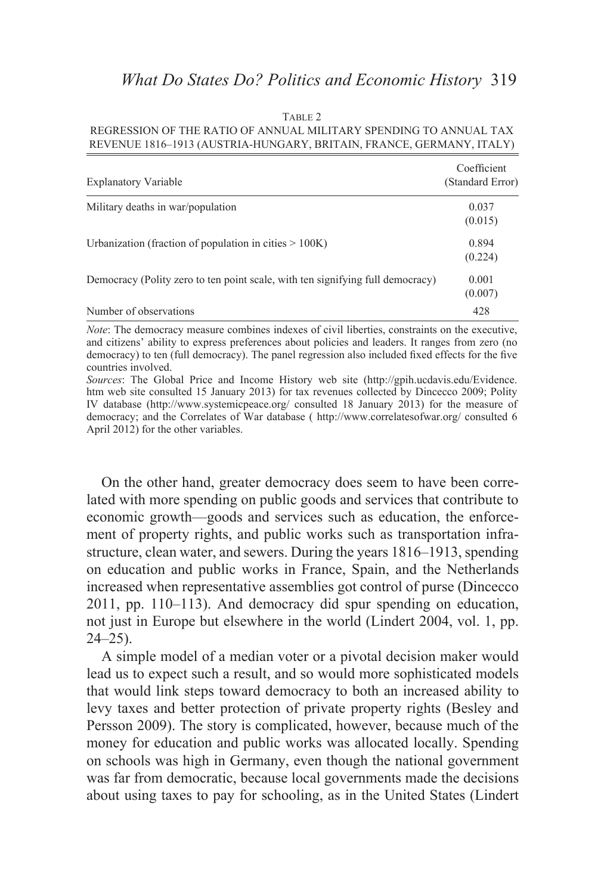TABLE 2

REGRESSION OF THE RATIO OF ANNUAL MILITARY SPENDING TO ANNUAL TAX REVENUE 1816–1913 (AUSTRIA-HUNGARY, BRITAIN, FRANCE, GERMANY, ITALY)

| Explanatory Variable | Coefficient (Standard Error) |
|---|---|
| Military deaths in war/population | 0.037 (0.015) |
| Urbanization (fraction of population in cities > 100K) | 0.894 (0.224) |
| Democracy (Polity zero to ten point scale, with ten signifying full democracy) | 0.001 (0.007) |
| Number of observations | 428 |

*Note*: The democracy measure combines indexes of civil liberties, constraints on the executive, and citizens' ability to express preferences about policies and leaders. It ranges from zero (no democracy) to ten (full democracy). The panel regression also included fixed effects for the five countries involved.

*Sources*: The Global Price and Income History web site (http://gpih.ucdavis.edu/Evidence.htm web site consulted 15 January 2013) for tax revenues collected by Dincecco 2009; Polity IV database (http://www.systemicpeace.org/ consulted 18 January 2013) for the measure of democracy; and the Correlates of War database ( http://www.correlatesofwar.org/ consulted 6 April 2012) for the other variables.

On the other hand, greater democracy does seem to have been correlated with more spending on public goods and services that contribute to economic growth—goods and services such as education, the enforcement of property rights, and public works such as transportation infrastructure, clean water, and sewers. During the years 1816–1913, spending on education and public works in France, Spain, and the Netherlands increased when representative assemblies got control of purse (Dincecco 2011, pp. 110–113). And democracy did spur spending on education, not just in Europe but elsewhere in the world (Lindert 2004, vol. 1, pp. 24–25).

A simple model of a median voter or a pivotal decision maker would lead us to expect such a result, and so would more sophisticated models that would link steps toward democracy to both an increased ability to levy taxes and better protection of private property rights (Besley and Persson 2009). The story is complicated, however, because much of the money for education and public works was allocated locally. Spending on schools was high in Germany, even though the national government was far from democratic, because local governments made the decisions about using taxes to pay for schooling, as in the United States (Lindert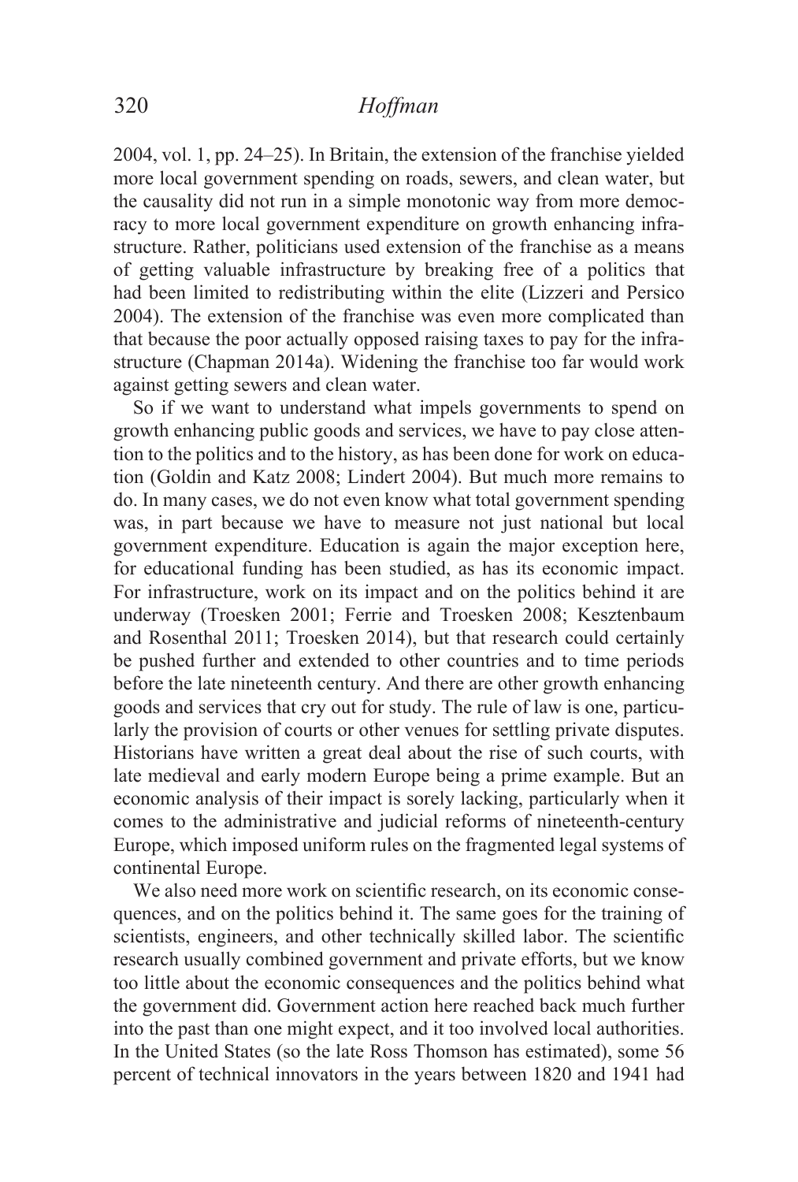2004, vol. 1, pp. 24–25). In Britain, the extension of the franchise yielded more local government spending on roads, sewers, and clean water, but the causality did not run in a simple monotonic way from more democracy to more local government expenditure on growth enhancing infrastructure. Rather, politicians used extension of the franchise as a means of getting valuable infrastructure by breaking free of a politics that had been limited to redistributing within the elite (Lizzeri and Persico 2004). The extension of the franchise was even more complicated than that because the poor actually opposed raising taxes to pay for the infrastructure (Chapman 2014a). Widening the franchise too far would work against getting sewers and clean water.

So if we want to understand what impels governments to spend on growth enhancing public goods and services, we have to pay close attention to the politics and to the history, as has been done for work on education (Goldin and Katz 2008; Lindert 2004). But much more remains to do. In many cases, we do not even know what total government spending was, in part because we have to measure not just national but local government expenditure. Education is again the major exception here, for educational funding has been studied, as has its economic impact. For infrastructure, work on its impact and on the politics behind it are underway (Troesken 2001; Ferrie and Troesken 2008; Kesztenbaum and Rosenthal 2011; Troesken 2014), but that research could certainly be pushed further and extended to other countries and to time periods before the late nineteenth century. And there are other growth enhancing goods and services that cry out for study. The rule of law is one, particularly the provision of courts or other venues for settling private disputes. Historians have written a great deal about the rise of such courts, with late medieval and early modern Europe being a prime example. But an economic analysis of their impact is sorely lacking, particularly when it comes to the administrative and judicial reforms of nineteenth-century Europe, which imposed uniform rules on the fragmented legal systems of continental Europe.

We also need more work on scientific research, on its economic consequences, and on the politics behind it. The same goes for the training of scientists, engineers, and other technically skilled labor. The scientific research usually combined government and private efforts, but we know too little about the economic consequences and the politics behind what the government did. Government action here reached back much further into the past than one might expect, and it too involved local authorities. In the United States (so the late Ross Thomson has estimated), some 56 percent of technical innovators in the years between 1820 and 1941 had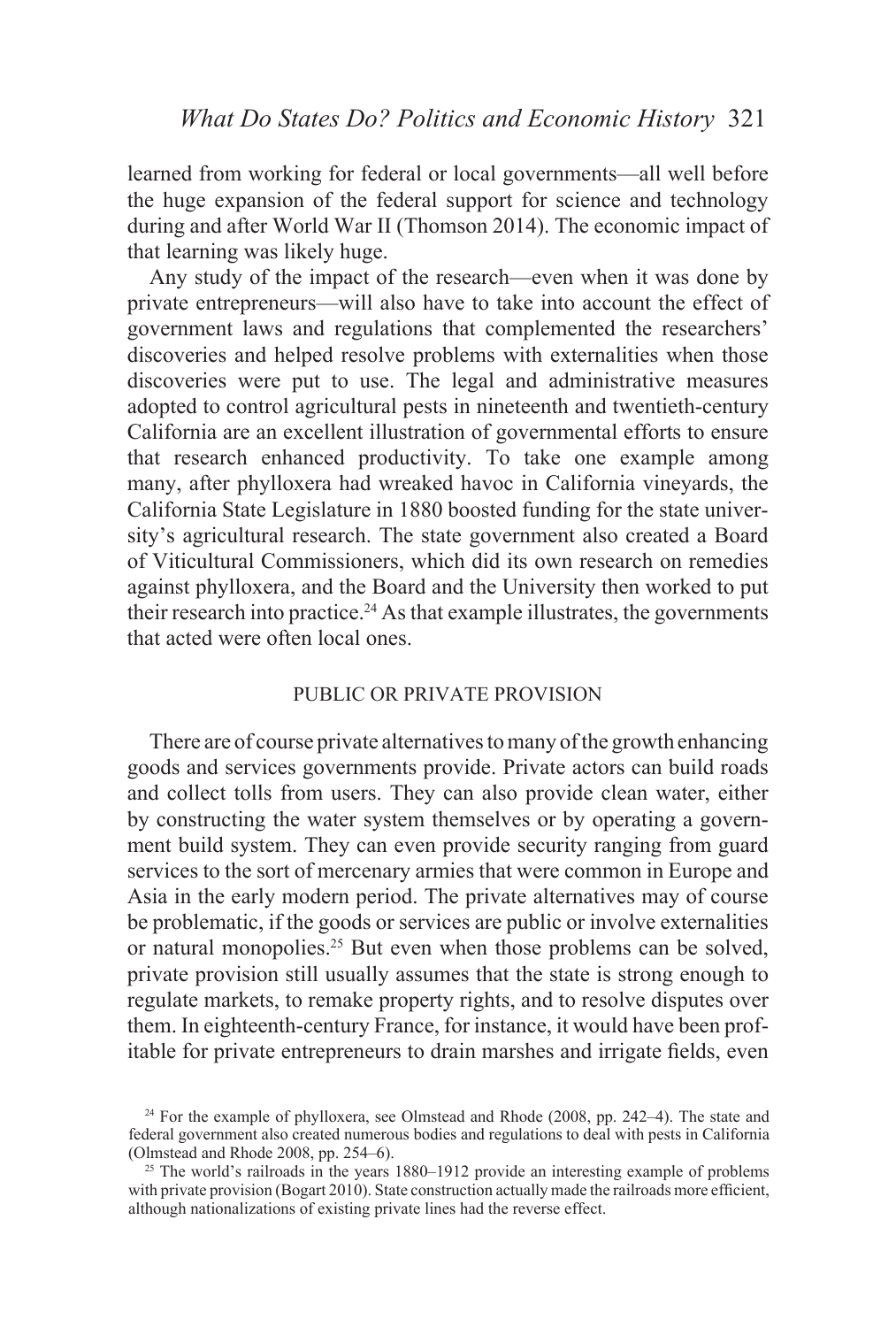learned from working for federal or local governments—all well before the huge expansion of the federal support for science and technology during and after World War II (Thomson 2014). The economic impact of that learning was likely huge.

Any study of the impact of the research—even when it was done by private entrepreneurs—will also have to take into account the effect of government laws and regulations that complemented the researchers' discoveries and helped resolve problems with externalities when those discoveries were put to use. The legal and administrative measures adopted to control agricultural pests in nineteenth and twentieth-century California are an excellent illustration of governmental efforts to ensure that research enhanced productivity. To take one example among many, after phylloxera had wreaked havoc in California vineyards, the California State Legislature in 1880 boosted funding for the state university's agricultural research. The state government also created a Board of Viticultural Commissioners, which did its own research on remedies against phylloxera, and the Board and the University then worked to put their research into practice.[24] As that example illustrates, the governments that acted were often local ones.

## PUBLIC OR PRIVATE PROVISION

There are of course private alternatives to many of the growth enhancing goods and services governments provide. Private actors can build roads and collect tolls from users. They can also provide clean water, either by constructing the water system themselves or by operating a government build system. They can even provide security ranging from guard services to the sort of mercenary armies that were common in Europe and Asia in the early modern period. The private alternatives may of course be problematic, if the goods or services are public or involve externalities or natural monopolies.[25] But even when those problems can be solved, private provision still usually assumes that the state is strong enough to regulate markets, to remake property rights, and to resolve disputes over them. In eighteenth-century France, for instance, it would have been profitable for private entrepreneurs to drain marshes and irrigate fields, even

---

[24] For the example of phylloxera, see Olmstead and Rhode (2008, pp. 242–4). The state and federal government also created numerous bodies and regulations to deal with pests in California (Olmstead and Rhode 2008, pp. 254–6).

[25] The world's railroads in the years 1880–1912 provide an interesting example of problems with private provision (Bogart 2010). State construction actually made the railroads more efficient, although nationalizations of existing private lines had the reverse effect.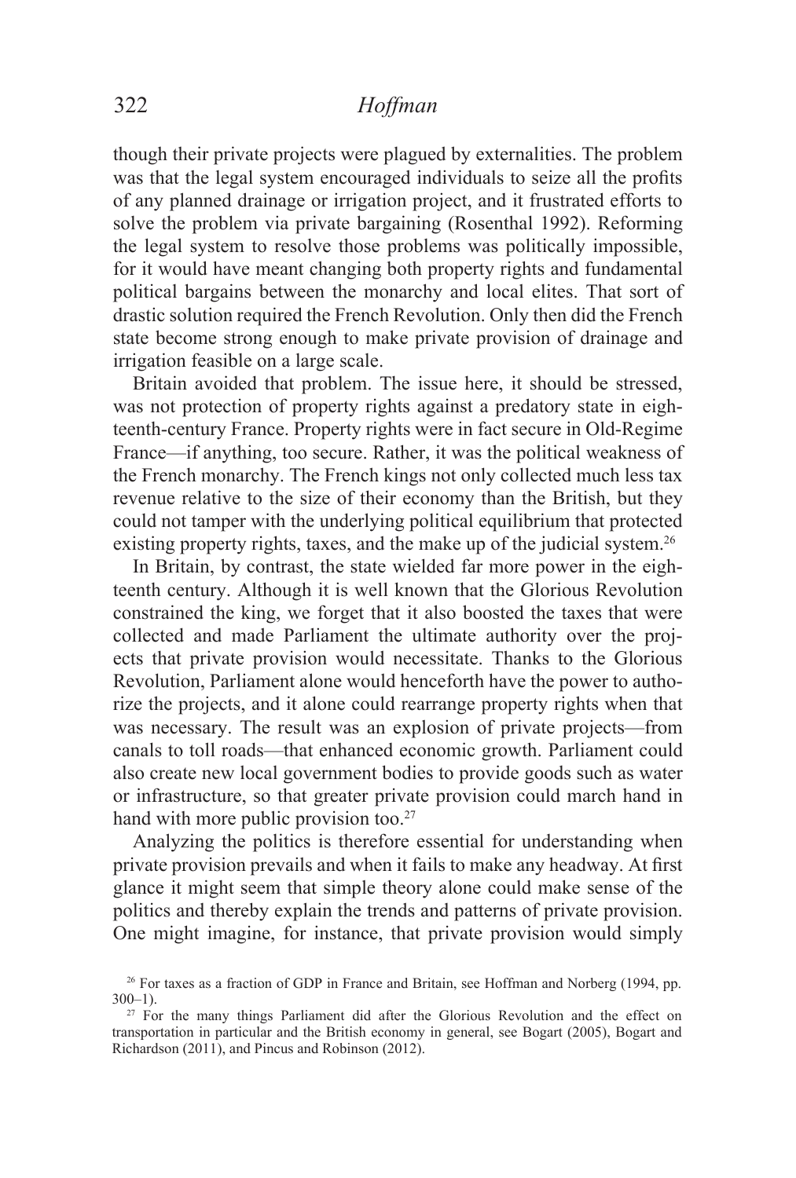though their private projects were plagued by externalities. The problem was that the legal system encouraged individuals to seize all the profits of any planned drainage or irrigation project, and it frustrated efforts to solve the problem via private bargaining (Rosenthal 1992). Reforming the legal system to resolve those problems was politically impossible, for it would have meant changing both property rights and fundamental political bargains between the monarchy and local elites. That sort of drastic solution required the French Revolution. Only then did the French state become strong enough to make private provision of drainage and irrigation feasible on a large scale.

Britain avoided that problem. The issue here, it should be stressed, was not protection of property rights against a predatory state in eighteenth-century France. Property rights were in fact secure in Old-Regime France—if anything, too secure. Rather, it was the political weakness of the French monarchy. The French kings not only collected much less tax revenue relative to the size of their economy than the British, but they could not tamper with the underlying political equilibrium that protected existing property rights, taxes, and the make up of the judicial system.[26]

In Britain, by contrast, the state wielded far more power in the eighteenth century. Although it is well known that the Glorious Revolution constrained the king, we forget that it also boosted the taxes that were collected and made Parliament the ultimate authority over the projects that private provision would necessitate. Thanks to the Glorious Revolution, Parliament alone would henceforth have the power to authorize the projects, and it alone could rearrange property rights when that was necessary. The result was an explosion of private projects—from canals to toll roads—that enhanced economic growth. Parliament could also create new local government bodies to provide goods such as water or infrastructure, so that greater private provision could march hand in hand with more public provision too.[27]

Analyzing the politics is therefore essential for understanding when private provision prevails and when it fails to make any headway. At first glance it might seem that simple theory alone could make sense of the politics and thereby explain the trends and patterns of private provision. One might imagine, for instance, that private provision would simply

[26] For taxes as a fraction of GDP in France and Britain, see Hoffman and Norberg (1994, pp. 300–1).

[27] For the many things Parliament did after the Glorious Revolution and the effect on transportation in particular and the British economy in general, see Bogart (2005), Bogart and Richardson (2011), and Pincus and Robinson (2012).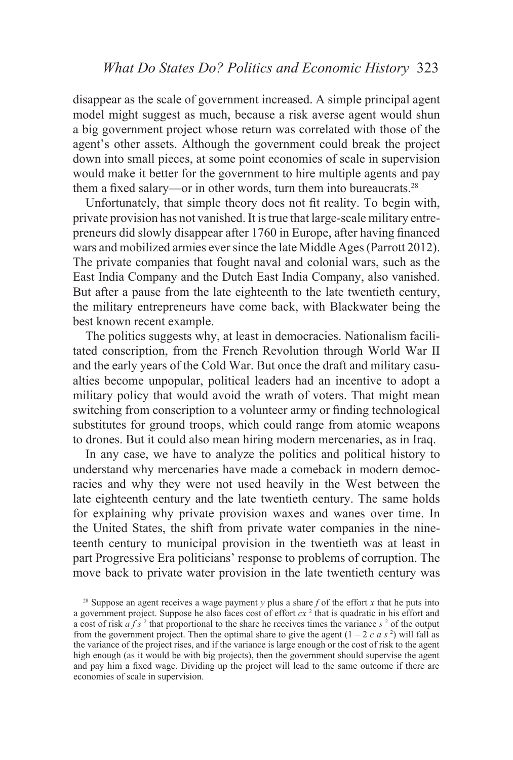disappear as the scale of government increased. A simple principal agent model might suggest as much, because a risk averse agent would shun a big government project whose return was correlated with those of the agent's other assets. Although the government could break the project down into small pieces, at some point economies of scale in supervision would make it better for the government to hire multiple agents and pay them a fixed salary—or in other words, turn them into bureaucrats.[28]

Unfortunately, that simple theory does not fit reality. To begin with, private provision has not vanished. It is true that large-scale military entrepreneurs did slowly disappear after 1760 in Europe, after having financed wars and mobilized armies ever since the late Middle Ages (Parrott 2012). The private companies that fought naval and colonial wars, such as the East India Company and the Dutch East India Company, also vanished. But after a pause from the late eighteenth to the late twentieth century, the military entrepreneurs have come back, with Blackwater being the best known recent example.

The politics suggests why, at least in democracies. Nationalism facilitated conscription, from the French Revolution through World War II and the early years of the Cold War. But once the draft and military casualties become unpopular, political leaders had an incentive to adopt a military policy that would avoid the wrath of voters. That might mean switching from conscription to a volunteer army or finding technological substitutes for ground troops, which could range from atomic weapons to drones. But it could also mean hiring modern mercenaries, as in Iraq.

In any case, we have to analyze the politics and political history to understand why mercenaries have made a comeback in modern democracies and why they were not used heavily in the West between the late eighteenth century and the late twentieth century. The same holds for explaining why private provision waxes and wanes over time. In the United States, the shift from private water companies in the nineteenth century to municipal provision in the twentieth was at least in part Progressive Era politicians' response to problems of corruption. The move back to private water provision in the late twentieth century was

[28] Suppose an agent receives a wage payment $y$ plus a share $f$ of the effort $x$ that he puts into a government project. Suppose he also faces cost of effort $cx^2$ that is quadratic in his effort and a cost of risk $a f s^2$ that proportional to the share he receives times the variance $s^2$ of the output from the government project. Then the optimal share to give the agent $(1 - 2\,c\,a\,s^2)$ will fall as the variance of the project rises, and if the variance is large enough or the cost of risk to the agent high enough (as it would be with big projects), then the government should supervise the agent and pay him a fixed wage. Dividing up the project will lead to the same outcome if there are economies of scale in supervision.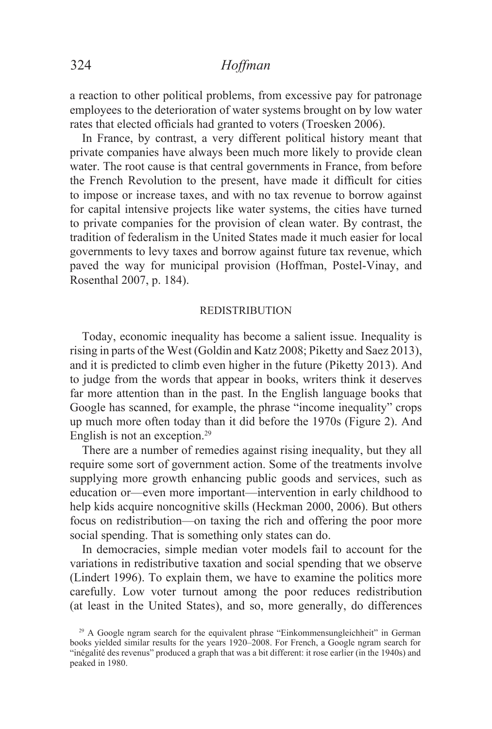a reaction to other political problems, from excessive pay for patronage employees to the deterioration of water systems brought on by low water rates that elected officials had granted to voters (Troesken 2006).

In France, by contrast, a very different political history meant that private companies have always been much more likely to provide clean water. The root cause is that central governments in France, from before the French Revolution to the present, have made it difficult for cities to impose or increase taxes, and with no tax revenue to borrow against for capital intensive projects like water systems, the cities have turned to private companies for the provision of clean water. By contrast, the tradition of federalism in the United States made it much easier for local governments to levy taxes and borrow against future tax revenue, which paved the way for municipal provision (Hoffman, Postel-Vinay, and Rosenthal 2007, p. 184).

## REDISTRIBUTION

Today, economic inequality has become a salient issue. Inequality is rising in parts of the West (Goldin and Katz 2008; Piketty and Saez 2013), and it is predicted to climb even higher in the future (Piketty 2013). And to judge from the words that appear in books, writers think it deserves far more attention than in the past. In the English language books that Google has scanned, for example, the phrase "income inequality" crops up much more often today than it did before the 1970s (Figure 2). And English is not an exception.[29]

There are a number of remedies against rising inequality, but they all require some sort of government action. Some of the treatments involve supplying more growth enhancing public goods and services, such as education or—even more important—intervention in early childhood to help kids acquire noncognitive skills (Heckman 2000, 2006). But others focus on redistribution—on taxing the rich and offering the poor more social spending. That is something only states can do.

In democracies, simple median voter models fail to account for the variations in redistributive taxation and social spending that we observe (Lindert 1996). To explain them, we have to examine the politics more carefully. Low voter turnout among the poor reduces redistribution (at least in the United States), and so, more generally, do differences

[29] A Google ngram search for the equivalent phrase "Einkommensungleichheit" in German books yielded similar results for the years 1920–2008. For French, a Google ngram search for "inégalité des revenus" produced a graph that was a bit different: it rose earlier (in the 1940s) and peaked in 1980.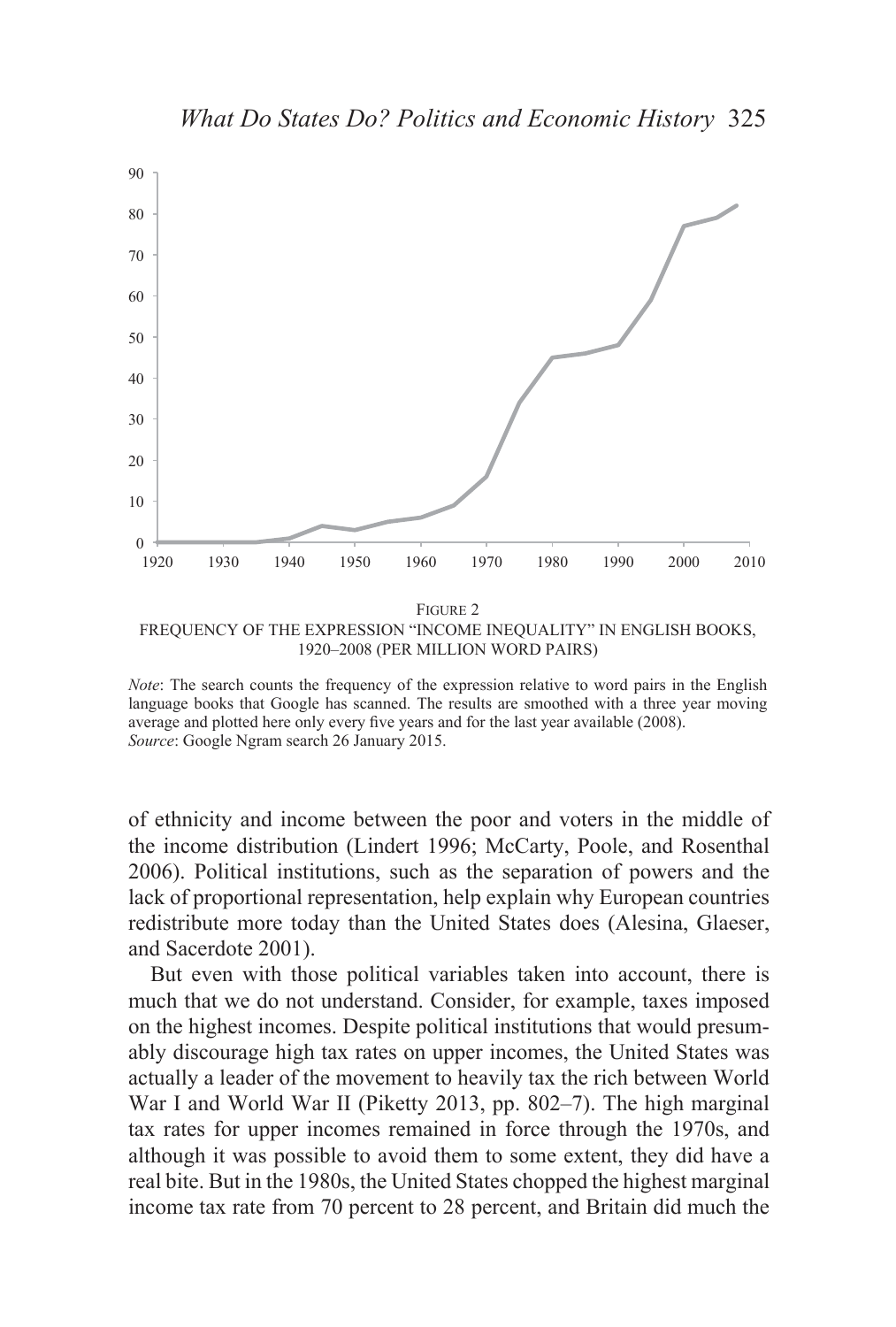FIGURE 2
FREQUENCY OF THE EXPRESSION "INCOME INEQUALITY" IN ENGLISH BOOKS, 1920–2008 (PER MILLION WORD PAIRS)

*Note*: The search counts the frequency of the expression relative to word pairs in the English language books that Google has scanned. The results are smoothed with a three year moving average and plotted here only every five years and for the last year available (2008).
*Source*: Google Ngram search 26 January 2015.

of ethnicity and income between the poor and voters in the middle of the income distribution (Lindert 1996; McCarty, Poole, and Rosenthal 2006). Political institutions, such as the separation of powers and the lack of proportional representation, help explain why European countries redistribute more today than the United States does (Alesina, Glaeser, and Sacerdote 2001).

But even with those political variables taken into account, there is much that we do not understand. Consider, for example, taxes imposed on the highest incomes. Despite political institutions that would presumably discourage high tax rates on upper incomes, the United States was actually a leader of the movement to heavily tax the rich between World War I and World War II (Piketty 2013, pp. 802–7). The high marginal tax rates for upper incomes remained in force through the 1970s, and although it was possible to avoid them to some extent, they did have a real bite. But in the 1980s, the United States chopped the highest marginal income tax rate from 70 percent to 28 percent, and Britain did much the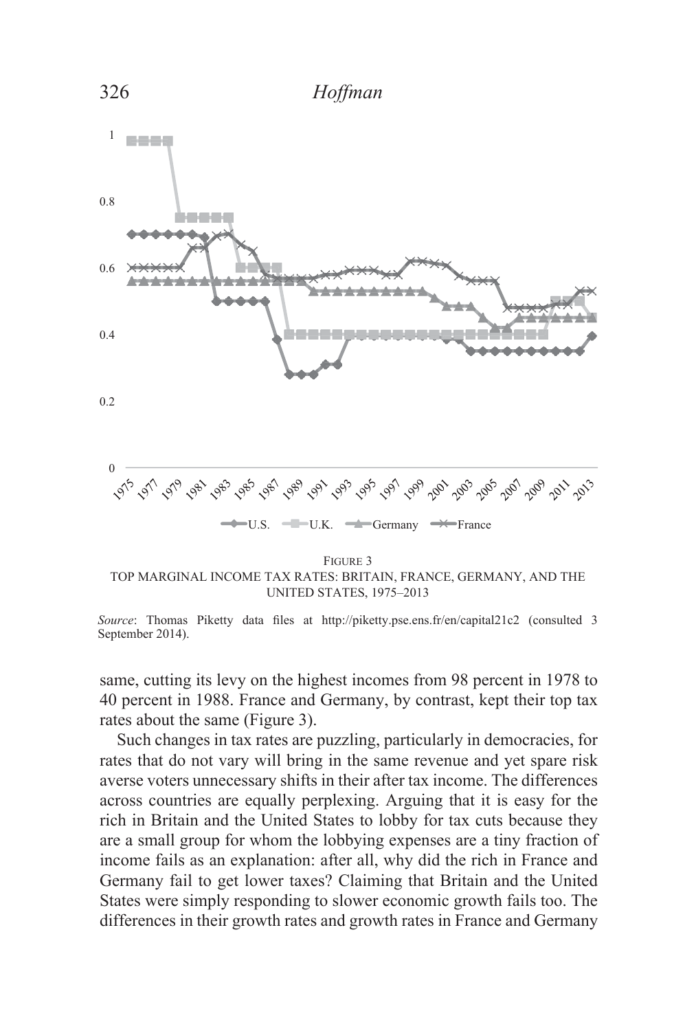FIGURE 3
TOP MARGINAL INCOME TAX RATES: BRITAIN, FRANCE, GERMANY, AND THE UNITED STATES, 1975–2013

*Source*: Thomas Piketty data files at http://piketty.pse.ens.fr/en/capital21c2 (consulted 3 September 2014).

same, cutting its levy on the highest incomes from 98 percent in 1978 to 40 percent in 1988. France and Germany, by contrast, kept their top tax rates about the same (Figure 3).

Such changes in tax rates are puzzling, particularly in democracies, for rates that do not vary will bring in the same revenue and yet spare risk averse voters unnecessary shifts in their after tax income. The differences across countries are equally perplexing. Arguing that it is easy for the rich in Britain and the United States to lobby for tax cuts because they are a small group for whom the lobbying expenses are a tiny fraction of income fails as an explanation: after all, why did the rich in France and Germany fail to get lower taxes? Claiming that Britain and the United States were simply responding to slower economic growth fails too. The differences in their growth rates and growth rates in France and Germany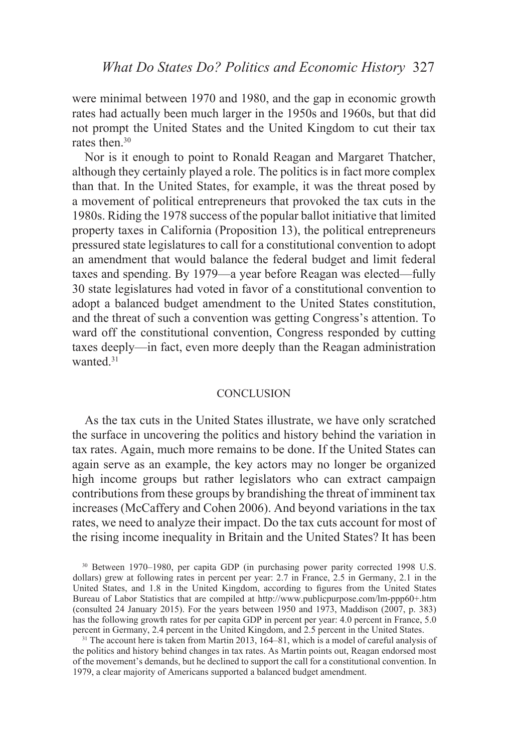were minimal between 1970 and 1980, and the gap in economic growth rates had actually been much larger in the 1950s and 1960s, but that did not prompt the United States and the United Kingdom to cut their tax rates then.[30]

Nor is it enough to point to Ronald Reagan and Margaret Thatcher, although they certainly played a role. The politics is in fact more complex than that. In the United States, for example, it was the threat posed by a movement of political entrepreneurs that provoked the tax cuts in the 1980s. Riding the 1978 success of the popular ballot initiative that limited property taxes in California (Proposition 13), the political entrepreneurs pressured state legislatures to call for a constitutional convention to adopt an amendment that would balance the federal budget and limit federal taxes and spending. By 1979—a year before Reagan was elected—fully 30 state legislatures had voted in favor of a constitutional convention to adopt a balanced budget amendment to the United States constitution, and the threat of such a convention was getting Congress's attention. To ward off the constitutional convention, Congress responded by cutting taxes deeply—in fact, even more deeply than the Reagan administration wanted.[31]

## CONCLUSION

As the tax cuts in the United States illustrate, we have only scratched the surface in uncovering the politics and history behind the variation in tax rates. Again, much more remains to be done. If the United States can again serve as an example, the key actors may no longer be organized high income groups but rather legislators who can extract campaign contributions from these groups by brandishing the threat of imminent tax increases (McCaffery and Cohen 2006). And beyond variations in the tax rates, we need to analyze their impact. Do the tax cuts account for most of the rising income inequality in Britain and the United States? It has been

[30] Between 1970–1980, per capita GDP (in purchasing power parity corrected 1998 U.S. dollars) grew at following rates in percent per year: 2.7 in France, 2.5 in Germany, 2.1 in the United States, and 1.8 in the United Kingdom, according to figures from the United States Bureau of Labor Statistics that are compiled at http://www.publicpurpose.com/lm-ppp60+.htm (consulted 24 January 2015). For the years between 1950 and 1973, Maddison (2007, p. 383) has the following growth rates for per capita GDP in percent per year: 4.0 percent in France, 5.0 percent in Germany, 2.4 percent in the United Kingdom, and 2.5 percent in the United States.

[31] The account here is taken from Martin 2013, 164–81, which is a model of careful analysis of the politics and history behind changes in tax rates. As Martin points out, Reagan endorsed most of the movement's demands, but he declined to support the call for a constitutional convention. In 1979, a clear majority of Americans supported a balanced budget amendment.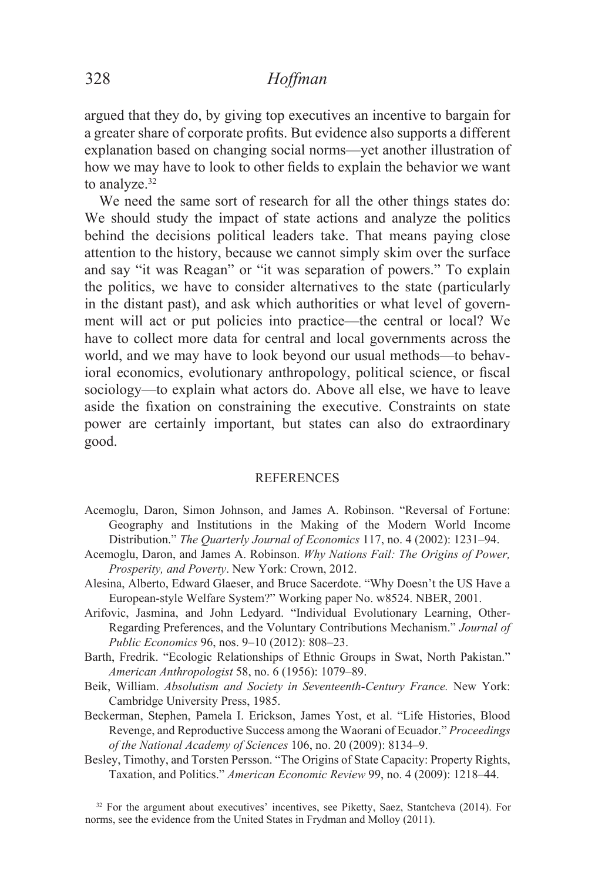argued that they do, by giving top executives an incentive to bargain for a greater share of corporate profits. But evidence also supports a different explanation based on changing social norms—yet another illustration of how we may have to look to other fields to explain the behavior we want to analyze.[32]

We need the same sort of research for all the other things states do: We should study the impact of state actions and analyze the politics behind the decisions political leaders take. That means paying close attention to the history, because we cannot simply skim over the surface and say "it was Reagan" or "it was separation of powers." To explain the politics, we have to consider alternatives to the state (particularly in the distant past), and ask which authorities or what level of government will act or put policies into practice—the central or local? We have to collect more data for central and local governments across the world, and we may have to look beyond our usual methods—to behavioral economics, evolutionary anthropology, political science, or fiscal sociology—to explain what actors do. Above all else, we have to leave aside the fixation on constraining the executive. Constraints on state power are certainly important, but states can also do extraordinary good.

## REFERENCES

Acemoglu, Daron, Simon Johnson, and James A. Robinson. "Reversal of Fortune: Geography and Institutions in the Making of the Modern World Income Distribution." *The Quarterly Journal of Economics* 117, no. 4 (2002): 1231–94.

Acemoglu, Daron, and James A. Robinson. *Why Nations Fail: The Origins of Power, Prosperity, and Poverty*. New York: Crown, 2012.

Alesina, Alberto, Edward Glaeser, and Bruce Sacerdote. "Why Doesn't the US Have a European-style Welfare System?" Working paper No. w8524. NBER, 2001.

Arifovic, Jasmina, and John Ledyard. "Individual Evolutionary Learning, Other-Regarding Preferences, and the Voluntary Contributions Mechanism." *Journal of Public Economics* 96, nos. 9–10 (2012): 808–23.

Barth, Fredrik. "Ecologic Relationships of Ethnic Groups in Swat, North Pakistan." *American Anthropologist* 58, no. 6 (1956): 1079–89.

Beik, William. *Absolutism and Society in Seventeenth-Century France.* New York: Cambridge University Press, 1985.

Beckerman, Stephen, Pamela I. Erickson, James Yost, et al. "Life Histories, Blood Revenge, and Reproductive Success among the Waorani of Ecuador." *Proceedings of the National Academy of Sciences* 106, no. 20 (2009): 8134–9.

Besley, Timothy, and Torsten Persson. "The Origins of State Capacity: Property Rights, Taxation, and Politics." *American Economic Review* 99, no. 4 (2009): 1218–44.

[32] For the argument about executives' incentives, see Piketty, Saez, Stantcheva (2014). For norms, see the evidence from the United States in Frydman and Molloy (2011).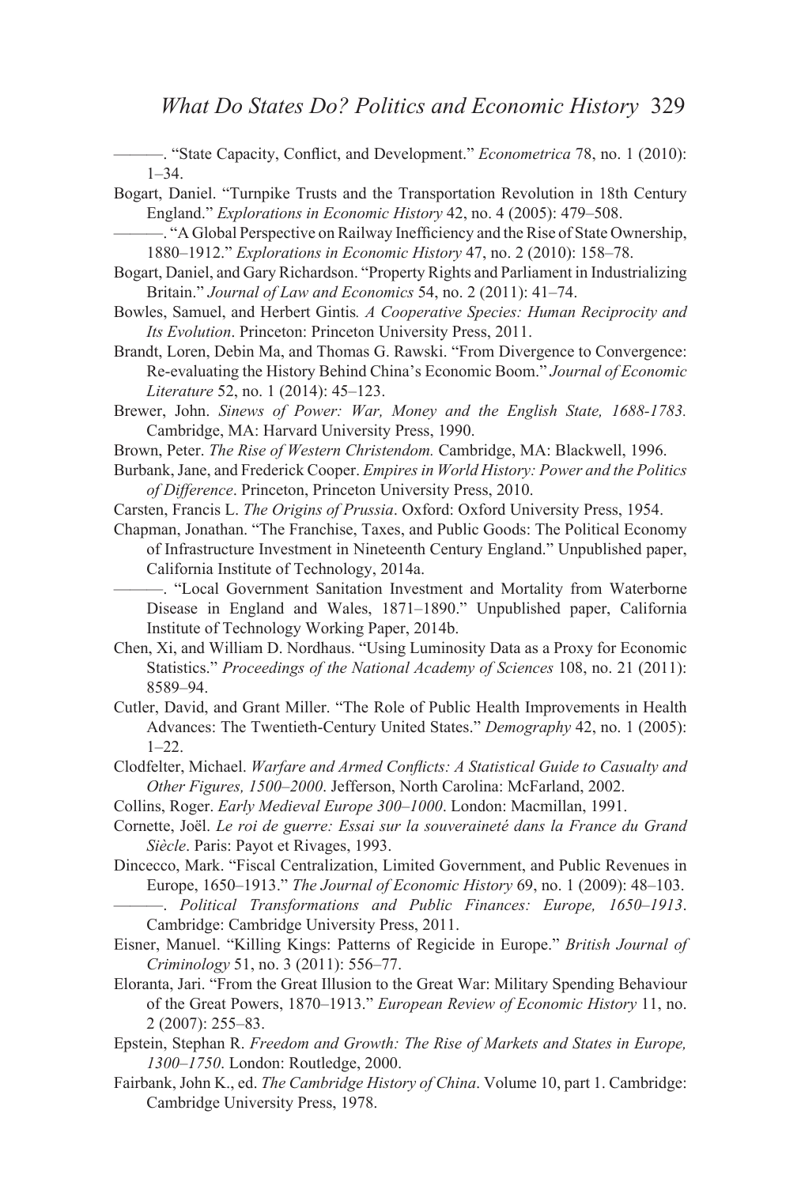———. “State Capacity, Conflict, and Development.” *Econometrica* 78, no. 1 (2010): 1–34.

Bogart, Daniel. “Turnpike Trusts and the Transportation Revolution in 18th Century England.” *Explorations in Economic History* 42, no. 4 (2005): 479–508.

———. “A Global Perspective on Railway Inefficiency and the Rise of State Ownership, 1880–1912.” *Explorations in Economic History* 47, no. 2 (2010): 158–78.

Bogart, Daniel, and Gary Richardson. “Property Rights and Parliament in Industrializing Britain.” *Journal of Law and Economics* 54, no. 2 (2011): 41–74.

Bowles, Samuel, and Herbert Gintis*. A Cooperative Species: Human Reciprocity and Its Evolution*. Princeton: Princeton University Press, 2011.

Brandt, Loren, Debin Ma, and Thomas G. Rawski. “From Divergence to Convergence: Re-evaluating the History Behind China’s Economic Boom.” *Journal of Economic Literature* 52, no. 1 (2014): 45–123.

Brewer, John. *Sinews of Power: War, Money and the English State, 1688-1783.* Cambridge, MA: Harvard University Press, 1990.

Brown, Peter. *The Rise of Western Christendom.* Cambridge, MA: Blackwell, 1996.

Burbank, Jane, and Frederick Cooper. *Empires in World History: Power and the Politics of Difference*. Princeton, Princeton University Press, 2010.

Carsten, Francis L. *The Origins of Prussia*. Oxford: Oxford University Press, 1954.

Chapman, Jonathan. “The Franchise, Taxes, and Public Goods: The Political Economy of Infrastructure Investment in Nineteenth Century England.” Unpublished paper, California Institute of Technology, 2014a.

———. “Local Government Sanitation Investment and Mortality from Waterborne Disease in England and Wales, 1871–1890.” Unpublished paper, California Institute of Technology Working Paper, 2014b.

Chen, Xi, and William D. Nordhaus. “Using Luminosity Data as a Proxy for Economic Statistics.” *Proceedings of the National Academy of Sciences* 108, no. 21 (2011): 8589–94.

Cutler, David, and Grant Miller. “The Role of Public Health Improvements in Health Advances: The Twentieth-Century United States.” *Demography* 42, no. 1 (2005): 1–22.

Clodfelter, Michael. *Warfare and Armed Conflicts: A Statistical Guide to Casualty and Other Figures, 1500–2000*. Jefferson, North Carolina: McFarland, 2002.

Collins, Roger. *Early Medieval Europe 300–1000*. London: Macmillan, 1991.

Cornette, Joël. *Le roi de guerre: Essai sur la souveraineté dans la France du Grand Siècle*. Paris: Payot et Rivages, 1993.

Dincecco, Mark. “Fiscal Centralization, Limited Government, and Public Revenues in Europe, 1650–1913.” *The Journal of Economic History* 69, no. 1 (2009): 48–103.

———. *Political Transformations and Public Finances: Europe, 1650–1913*. Cambridge: Cambridge University Press, 2011.

Eisner, Manuel. “Killing Kings: Patterns of Regicide in Europe.” *British Journal of Criminology* 51, no. 3 (2011): 556–77.

Eloranta, Jari. “From the Great Illusion to the Great War: Military Spending Behaviour of the Great Powers, 1870–1913.” *European Review of Economic History* 11, no. 2 (2007): 255–83.

Epstein, Stephan R. *Freedom and Growth: The Rise of Markets and States in Europe, 1300–1750*. London: Routledge, 2000.

Fairbank, John K., ed. *The Cambridge History of China*. Volume 10, part 1. Cambridge: Cambridge University Press, 1978.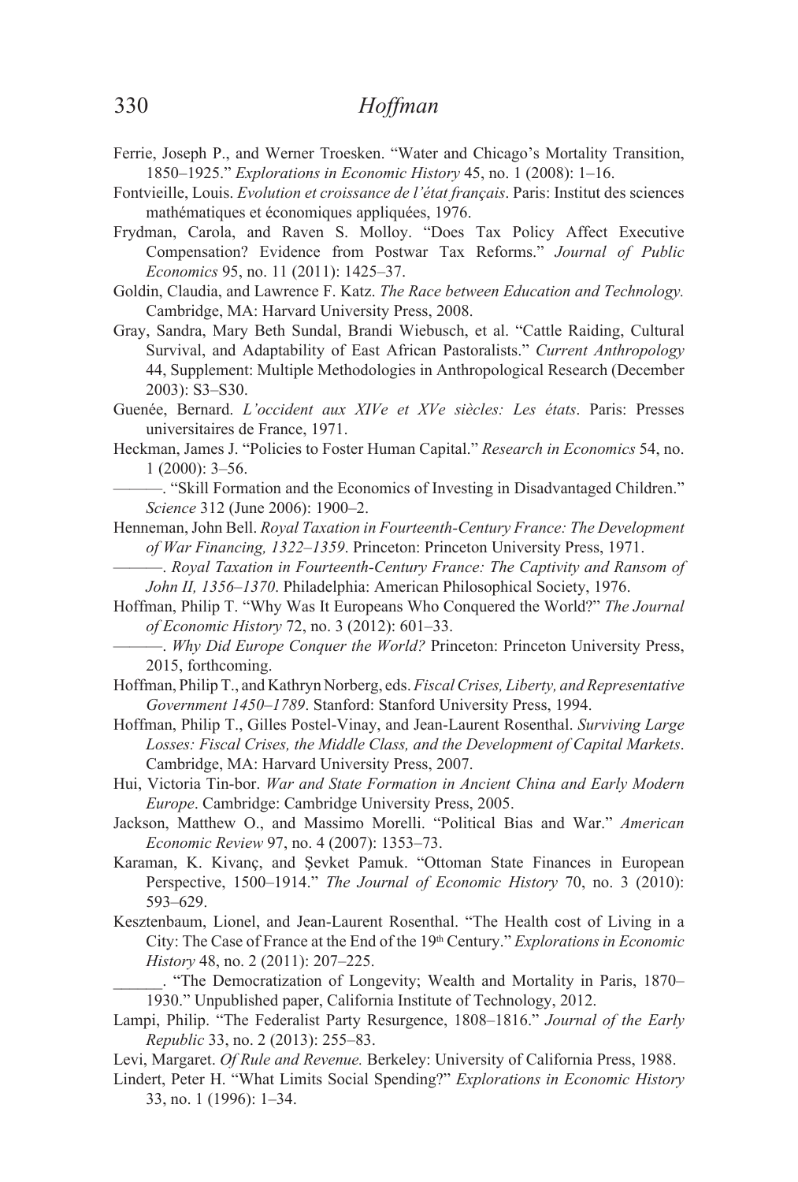Ferrie, Joseph P., and Werner Troesken. "Water and Chicago's Mortality Transition, 1850–1925." *Explorations in Economic History* 45, no. 1 (2008): 1–16.

Fontvieille, Louis. *Evolution et croissance de l'état français*. Paris: Institut des sciences mathématiques et économiques appliquées, 1976.

Frydman, Carola, and Raven S. Molloy. "Does Tax Policy Affect Executive Compensation? Evidence from Postwar Tax Reforms." *Journal of Public Economics* 95, no. 11 (2011): 1425–37.

Goldin, Claudia, and Lawrence F. Katz. *The Race between Education and Technology.* Cambridge, MA: Harvard University Press, 2008.

Gray, Sandra, Mary Beth Sundal, Brandi Wiebusch, et al. "Cattle Raiding, Cultural Survival, and Adaptability of East African Pastoralists." *Current Anthropology* 44, Supplement: Multiple Methodologies in Anthropological Research (December 2003): S3–S30.

Guenée, Bernard. *L'occident aux XIVe et XVe siècles: Les états*. Paris: Presses universitaires de France, 1971.

Heckman, James J. "Policies to Foster Human Capital." *Research in Economics* 54, no. 1 (2000): 3–56.

———. "Skill Formation and the Economics of Investing in Disadvantaged Children." *Science* 312 (June 2006): 1900–2.

Henneman, John Bell. *Royal Taxation in Fourteenth-Century France: The Development of War Financing, 1322–1359*. Princeton: Princeton University Press, 1971.

———. *Royal Taxation in Fourteenth-Century France: The Captivity and Ransom of John II, 1356–1370*. Philadelphia: American Philosophical Society, 1976.

Hoffman, Philip T. "Why Was It Europeans Who Conquered the World?" *The Journal of Economic History* 72, no. 3 (2012): 601–33.

———. *Why Did Europe Conquer the World?* Princeton: Princeton University Press, 2015, forthcoming.

Hoffman, Philip T., and Kathryn Norberg, eds. *Fiscal Crises, Liberty, and Representative Government 1450–1789*. Stanford: Stanford University Press, 1994.

Hoffman, Philip T., Gilles Postel-Vinay, and Jean-Laurent Rosenthal. *Surviving Large Losses: Fiscal Crises, the Middle Class, and the Development of Capital Markets*. Cambridge, MA: Harvard University Press, 2007.

Hui, Victoria Tin-bor. *War and State Formation in Ancient China and Early Modern Europe*. Cambridge: Cambridge University Press, 2005.

Jackson, Matthew O., and Massimo Morelli. "Political Bias and War." *American Economic Review* 97, no. 4 (2007): 1353–73.

Karaman, K. Kivanç, and Şevket Pamuk. "Ottoman State Finances in European Perspective, 1500–1914." *The Journal of Economic History* 70, no. 3 (2010): 593–629.

Kesztenbaum, Lionel, and Jean-Laurent Rosenthal. "The Health cost of Living in a City: The Case of France at the End of the 19th Century." *Explorations in Economic History* 48, no. 2 (2011): 207–225.

______. "The Democratization of Longevity; Wealth and Mortality in Paris, 1870–1930." Unpublished paper, California Institute of Technology, 2012.

Lampi, Philip. "The Federalist Party Resurgence, 1808–1816." *Journal of the Early Republic* 33, no. 2 (2013): 255–83.

Levi, Margaret. *Of Rule and Revenue.* Berkeley: University of California Press, 1988.

Lindert, Peter H. "What Limits Social Spending?" *Explorations in Economic History* 33, no. 1 (1996): 1–34.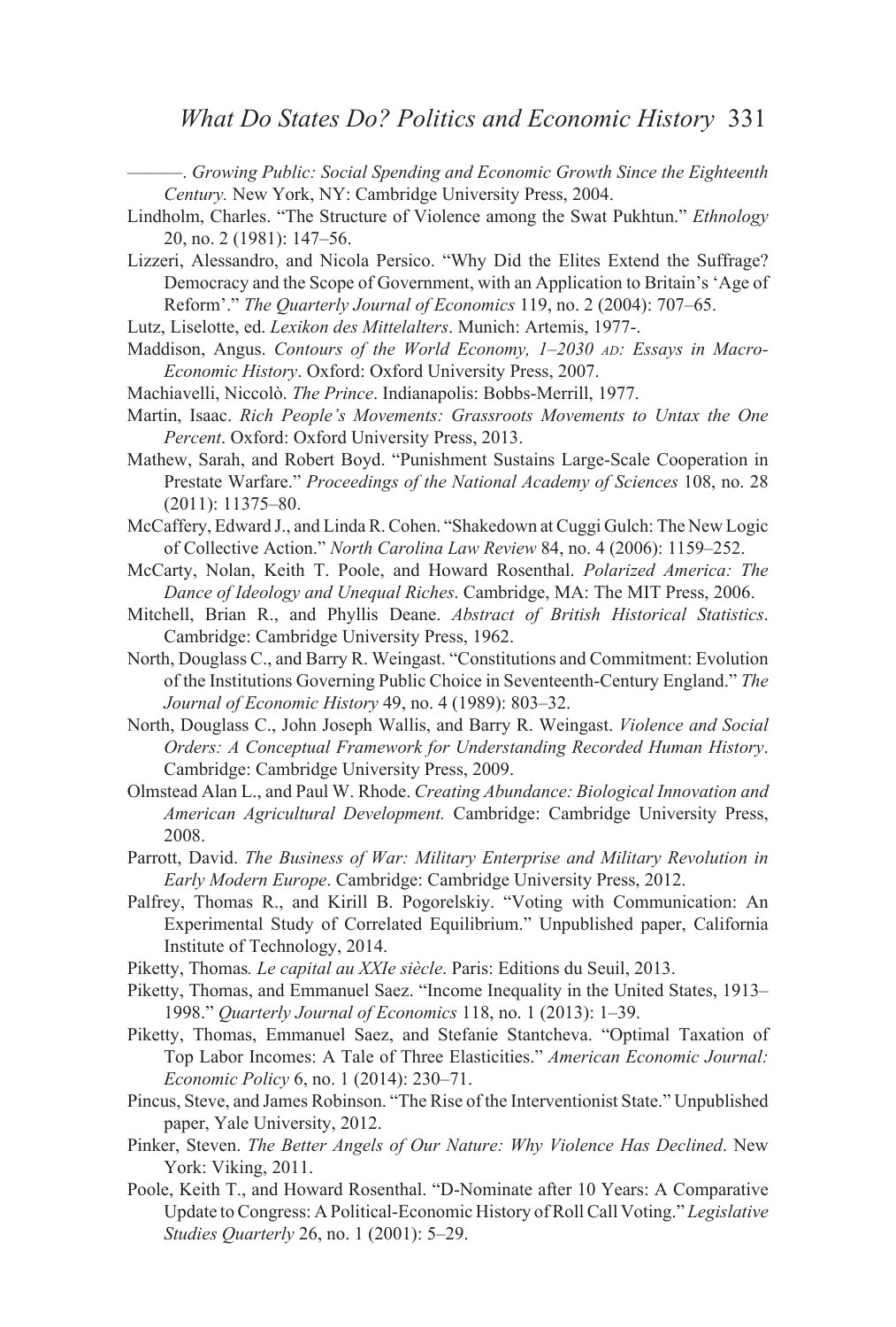———. *Growing Public: Social Spending and Economic Growth Since the Eighteenth Century.* New York, NY: Cambridge University Press, 2004.

Lindholm, Charles. "The Structure of Violence among the Swat Pukhtun." *Ethnology* 20, no. 2 (1981): 147–56.

Lizzeri, Alessandro, and Nicola Persico. "Why Did the Elites Extend the Suffrage? Democracy and the Scope of Government, with an Application to Britain's 'Age of Reform'." *The Quarterly Journal of Economics* 119, no. 2 (2004): 707–65.

Lutz, Liselotte, ed. *Lexikon des Mittelalters*. Munich: Artemis, 1977-.

Maddison, Angus. *Contours of the World Economy, 1–2030 AD: Essays in Macro-Economic History*. Oxford: Oxford University Press, 2007.

Machiavelli, Niccolò. *The Prince*. Indianapolis: Bobbs-Merrill, 1977.

Martin, Isaac. *Rich People's Movements: Grassroots Movements to Untax the One Percent*. Oxford: Oxford University Press, 2013.

Mathew, Sarah, and Robert Boyd. "Punishment Sustains Large-Scale Cooperation in Prestate Warfare." *Proceedings of the National Academy of Sciences* 108, no. 28 (2011): 11375–80.

McCaffery, Edward J., and Linda R. Cohen. "Shakedown at Cuggi Gulch: The New Logic of Collective Action." *North Carolina Law Review* 84, no. 4 (2006): 1159–252.

McCarty, Nolan, Keith T. Poole, and Howard Rosenthal. *Polarized America: The Dance of Ideology and Unequal Riches*. Cambridge, MA: The MIT Press, 2006.

Mitchell, Brian R., and Phyllis Deane. *Abstract of British Historical Statistics*. Cambridge: Cambridge University Press, 1962.

North, Douglass C., and Barry R. Weingast. "Constitutions and Commitment: Evolution of the Institutions Governing Public Choice in Seventeenth-Century England." *The Journal of Economic History* 49, no. 4 (1989): 803–32.

North, Douglass C., John Joseph Wallis, and Barry R. Weingast. *Violence and Social Orders: A Conceptual Framework for Understanding Recorded Human History*. Cambridge: Cambridge University Press, 2009.

Olmstead Alan L., and Paul W. Rhode. *Creating Abundance: Biological Innovation and American Agricultural Development.* Cambridge: Cambridge University Press, 2008.

Parrott, David. *The Business of War: Military Enterprise and Military Revolution in Early Modern Europe*. Cambridge: Cambridge University Press, 2012.

Palfrey, Thomas R., and Kirill B. Pogorelskiy. "Voting with Communication: An Experimental Study of Correlated Equilibrium." Unpublished paper, California Institute of Technology, 2014.

Piketty, Thomas*. Le capital au XXIe siècle*. Paris: Editions du Seuil, 2013.

Piketty, Thomas, and Emmanuel Saez. "Income Inequality in the United States, 1913–1998." *Quarterly Journal of Economics* 118, no. 1 (2013): 1–39.

Piketty, Thomas, Emmanuel Saez, and Stefanie Stantcheva. "Optimal Taxation of Top Labor Incomes: A Tale of Three Elasticities." *American Economic Journal: Economic Policy* 6, no. 1 (2014): 230–71.

Pincus, Steve, and James Robinson. "The Rise of the Interventionist State." Unpublished paper, Yale University, 2012.

Pinker, Steven. *The Better Angels of Our Nature: Why Violence Has Declined*. New York: Viking, 2011.

Poole, Keith T., and Howard Rosenthal. "D-Nominate after 10 Years: A Comparative Update to Congress: A Political-Economic History of Roll Call Voting." *Legislative Studies Quarterly* 26, no. 1 (2001): 5–29.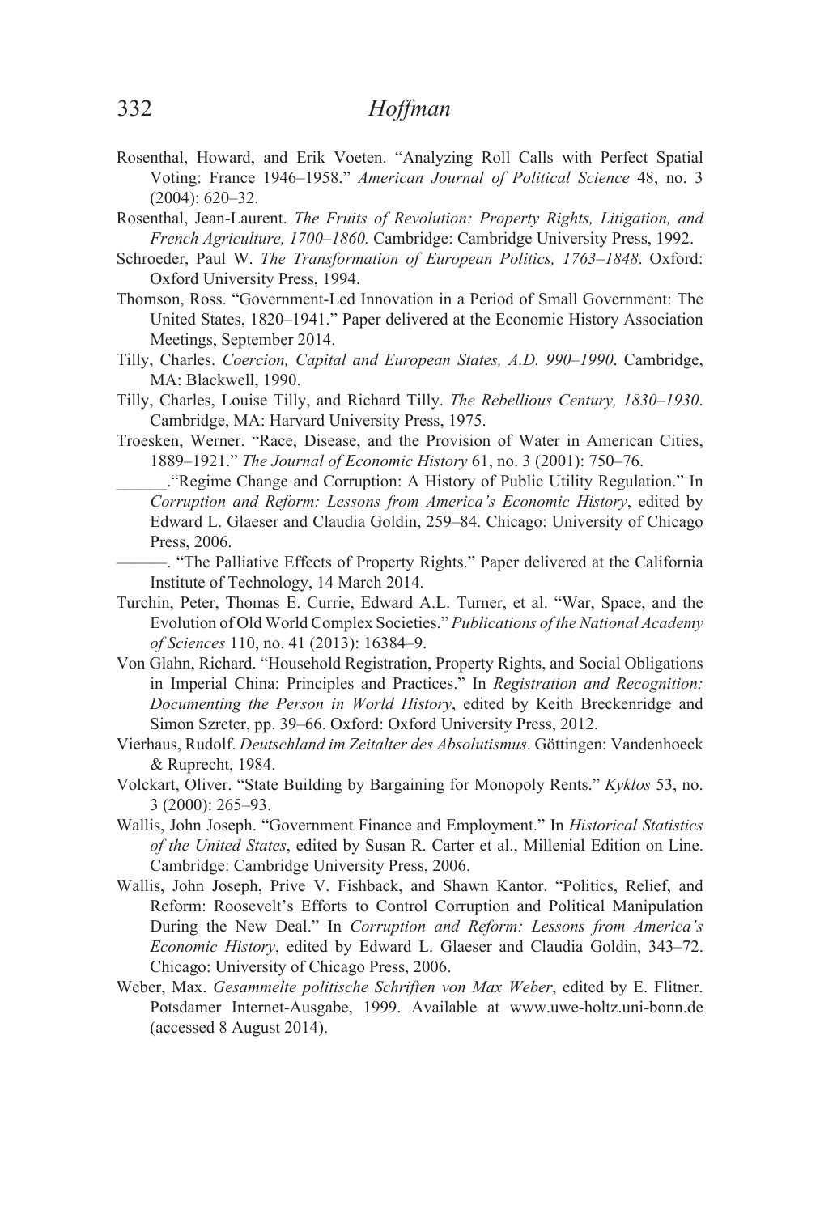Rosenthal, Howard, and Erik Voeten. "Analyzing Roll Calls with Perfect Spatial Voting: France 1946–1958." *American Journal of Political Science* 48, no. 3 (2004): 620–32.

Rosenthal, Jean-Laurent. *The Fruits of Revolution: Property Rights, Litigation, and French Agriculture, 1700–1860.* Cambridge: Cambridge University Press, 1992.

Schroeder, Paul W. *The Transformation of European Politics, 1763–1848*. Oxford: Oxford University Press, 1994.

Thomson, Ross. "Government-Led Innovation in a Period of Small Government: The United States, 1820–1941." Paper delivered at the Economic History Association Meetings, September 2014.

Tilly, Charles. *Coercion, Capital and European States, A.D. 990–1990*. Cambridge, MA: Blackwell, 1990.

Tilly, Charles, Louise Tilly, and Richard Tilly. *The Rebellious Century, 1830–1930*. Cambridge, MA: Harvard University Press, 1975.

Troesken, Werner. "Race, Disease, and the Provision of Water in American Cities, 1889–1921." *The Journal of Economic History* 61, no. 3 (2001): 750–76.

______."Regime Change and Corruption: A History of Public Utility Regulation." In *Corruption and Reform: Lessons from America's Economic History*, edited by Edward L. Glaeser and Claudia Goldin, 259–84. Chicago: University of Chicago Press, 2006.

———. "The Palliative Effects of Property Rights." Paper delivered at the California Institute of Technology, 14 March 2014.

Turchin, Peter, Thomas E. Currie, Edward A.L. Turner, et al. "War, Space, and the Evolution of Old World Complex Societies." *Publications of the National Academy of Sciences* 110, no. 41 (2013): 16384–9.

Von Glahn, Richard. "Household Registration, Property Rights, and Social Obligations in Imperial China: Principles and Practices." In *Registration and Recognition: Documenting the Person in World History*, edited by Keith Breckenridge and Simon Szreter, pp. 39–66. Oxford: Oxford University Press, 2012.

Vierhaus, Rudolf. *Deutschland im Zeitalter des Absolutismus*. Göttingen: Vandenhoeck & Ruprecht, 1984.

Volckart, Oliver. "State Building by Bargaining for Monopoly Rents." *Kyklos* 53, no. 3 (2000): 265–93.

Wallis, John Joseph. "Government Finance and Employment." In *Historical Statistics of the United States*, edited by Susan R. Carter et al., Millenial Edition on Line. Cambridge: Cambridge University Press, 2006.

Wallis, John Joseph, Prive V. Fishback, and Shawn Kantor. "Politics, Relief, and Reform: Roosevelt's Efforts to Control Corruption and Political Manipulation During the New Deal." In *Corruption and Reform: Lessons from America's Economic History*, edited by Edward L. Glaeser and Claudia Goldin, 343–72. Chicago: University of Chicago Press, 2006.

Weber, Max. *Gesammelte politische Schriften von Max Weber*, edited by E. Flitner. Potsdamer Internet-Ausgabe, 1999. Available at www.uwe-holtz.uni-bonn.de (accessed 8 August 2014).